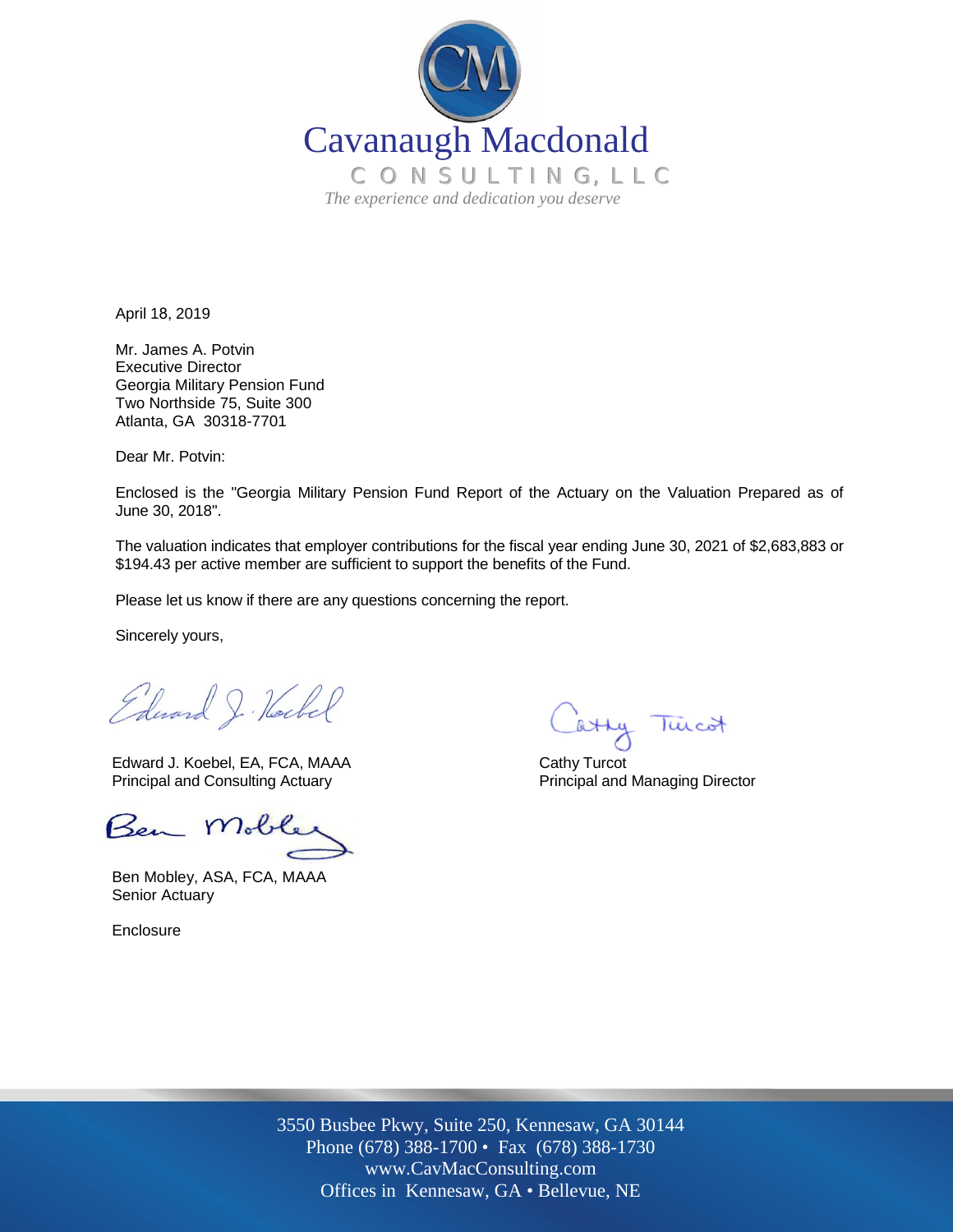# Cavanaugh Macdonald

CONSULTING, LLC

*The experience and dedication you deserve*

April 18, 2019

Mr. James A. Potvin
Executive Director
Georgia Military Pension Fund
Two Northside 75, Suite 300
Atlanta, GA 30318-7701

Dear Mr. Potvin:

Enclosed is the "Georgia Military Pension Fund Report of the Actuary on the Valuation Prepared as of June 30, 2018".

The valuation indicates that employer contributions for the fiscal year ending June 30, 2021 of $2,683,883 or $194.43 per active member are sufficient to support the benefits of the Fund.

Please let us know if there are any questions concerning the report.

Sincerely yours,

Edward J. Koebel, EA, FCA, MAAA
Principal and Consulting Actuary

Cathy Turcot
Principal and Managing Director

Ben Mobley, ASA, FCA, MAAA
Senior Actuary

Enclosure

3550 Busbee Pkwy, Suite 250, Kennesaw, GA 30144
Phone (678) 388-1700 • Fax (678) 388-1730
www.CavMacConsulting.com
Offices in Kennesaw, GA • Bellevue, NE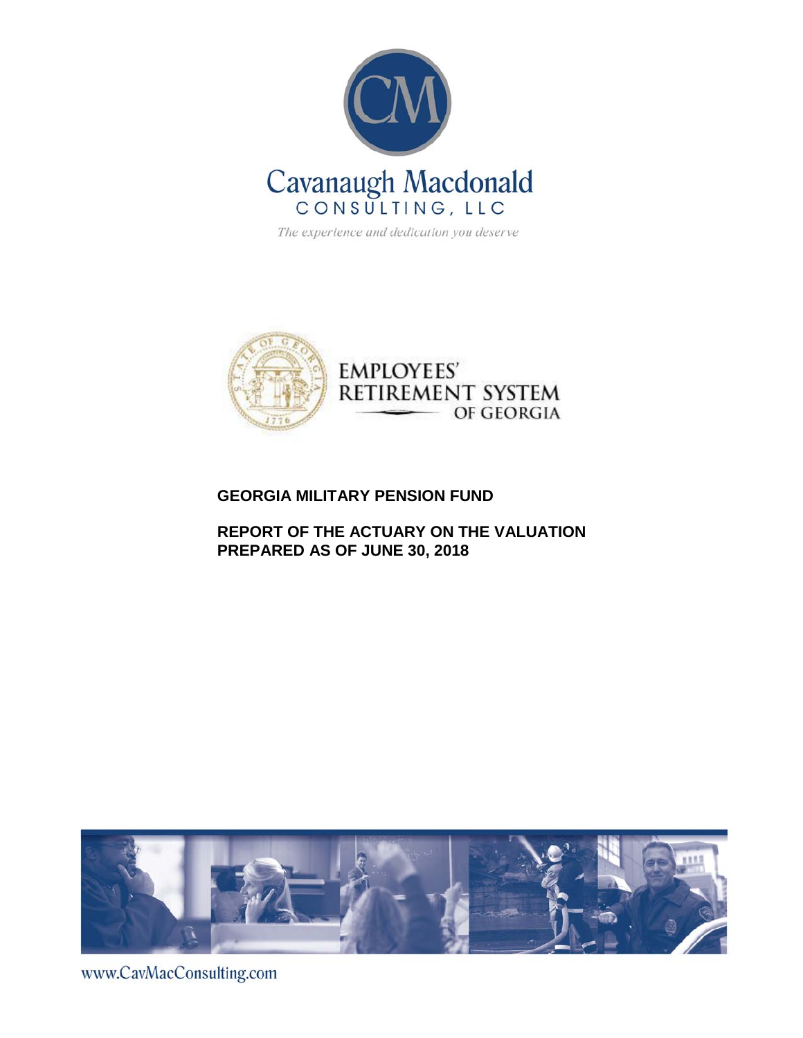Cavanaugh Macdonald

CONSULTING, LLC

*The experience and dedication you deserve*

EMPLOYEES'

RETIREMENT SYSTEM

OF GEORGIA

**GEORGIA MILITARY PENSION FUND**

**REPORT OF THE ACTUARY ON THE VALUATION PREPARED AS OF JUNE 30, 2018**

www.CavMacConsulting.com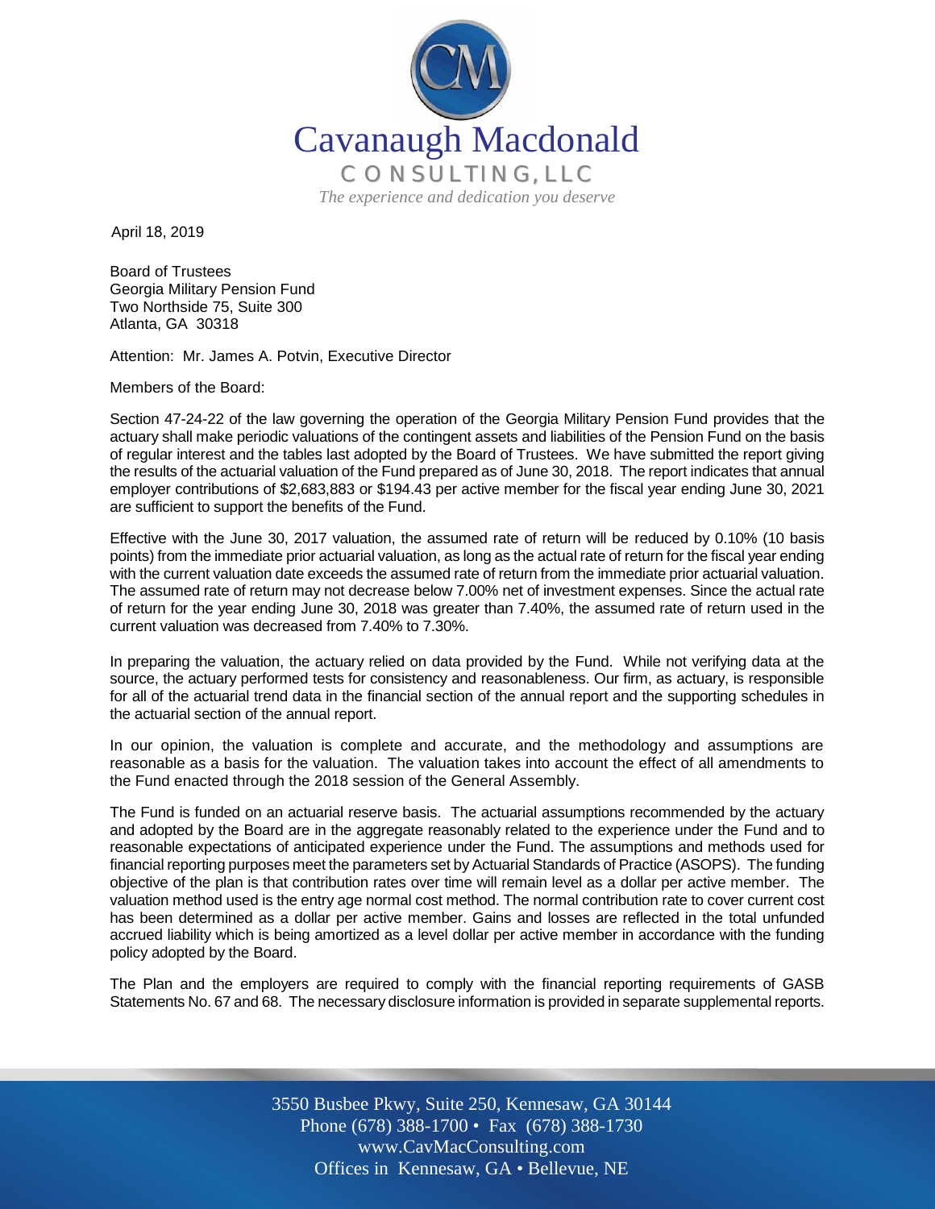Cavanaugh Macdonald

CONSULTING, LLC

*The experience and dedication you deserve*

April 18, 2019

Board of Trustees
Georgia Military Pension Fund
Two Northside 75, Suite 300
Atlanta, GA 30318

Attention: Mr. James A. Potvin, Executive Director

Members of the Board:

Section 47-24-22 of the law governing the operation of the Georgia Military Pension Fund provides that the actuary shall make periodic valuations of the contingent assets and liabilities of the Pension Fund on the basis of regular interest and the tables last adopted by the Board of Trustees. We have submitted the report giving the results of the actuarial valuation of the Fund prepared as of June 30, 2018. The report indicates that annual employer contributions of $2,683,883 or $194.43 per active member for the fiscal year ending June 30, 2021 are sufficient to support the benefits of the Fund.

Effective with the June 30, 2017 valuation, the assumed rate of return will be reduced by 0.10% (10 basis points) from the immediate prior actuarial valuation, as long as the actual rate of return for the fiscal year ending with the current valuation date exceeds the assumed rate of return from the immediate prior actuarial valuation. The assumed rate of return may not decrease below 7.00% net of investment expenses. Since the actual rate of return for the year ending June 30, 2018 was greater than 7.40%, the assumed rate of return used in the current valuation was decreased from 7.40% to 7.30%.

In preparing the valuation, the actuary relied on data provided by the Fund. While not verifying data at the source, the actuary performed tests for consistency and reasonableness. Our firm, as actuary, is responsible for all of the actuarial trend data in the financial section of the annual report and the supporting schedules in the actuarial section of the annual report.

In our opinion, the valuation is complete and accurate, and the methodology and assumptions are reasonable as a basis for the valuation. The valuation takes into account the effect of all amendments to the Fund enacted through the 2018 session of the General Assembly.

The Fund is funded on an actuarial reserve basis. The actuarial assumptions recommended by the actuary and adopted by the Board are in the aggregate reasonably related to the experience under the Fund and to reasonable expectations of anticipated experience under the Fund. The assumptions and methods used for financial reporting purposes meet the parameters set by Actuarial Standards of Practice (ASOPS). The funding objective of the plan is that contribution rates over time will remain level as a dollar per active member. The valuation method used is the entry age normal cost method. The normal contribution rate to cover current cost has been determined as a dollar per active member. Gains and losses are reflected in the total unfunded accrued liability which is being amortized as a level dollar per active member in accordance with the funding policy adopted by the Board.

The Plan and the employers are required to comply with the financial reporting requirements of GASB Statements No. 67 and 68. The necessary disclosure information is provided in separate supplemental reports.

3550 Busbee Pkwy, Suite 250, Kennesaw, GA 30144
Phone (678) 388-1700 • Fax (678) 388-1730
www.CavMacConsulting.com
Offices in Kennesaw, GA • Bellevue, NE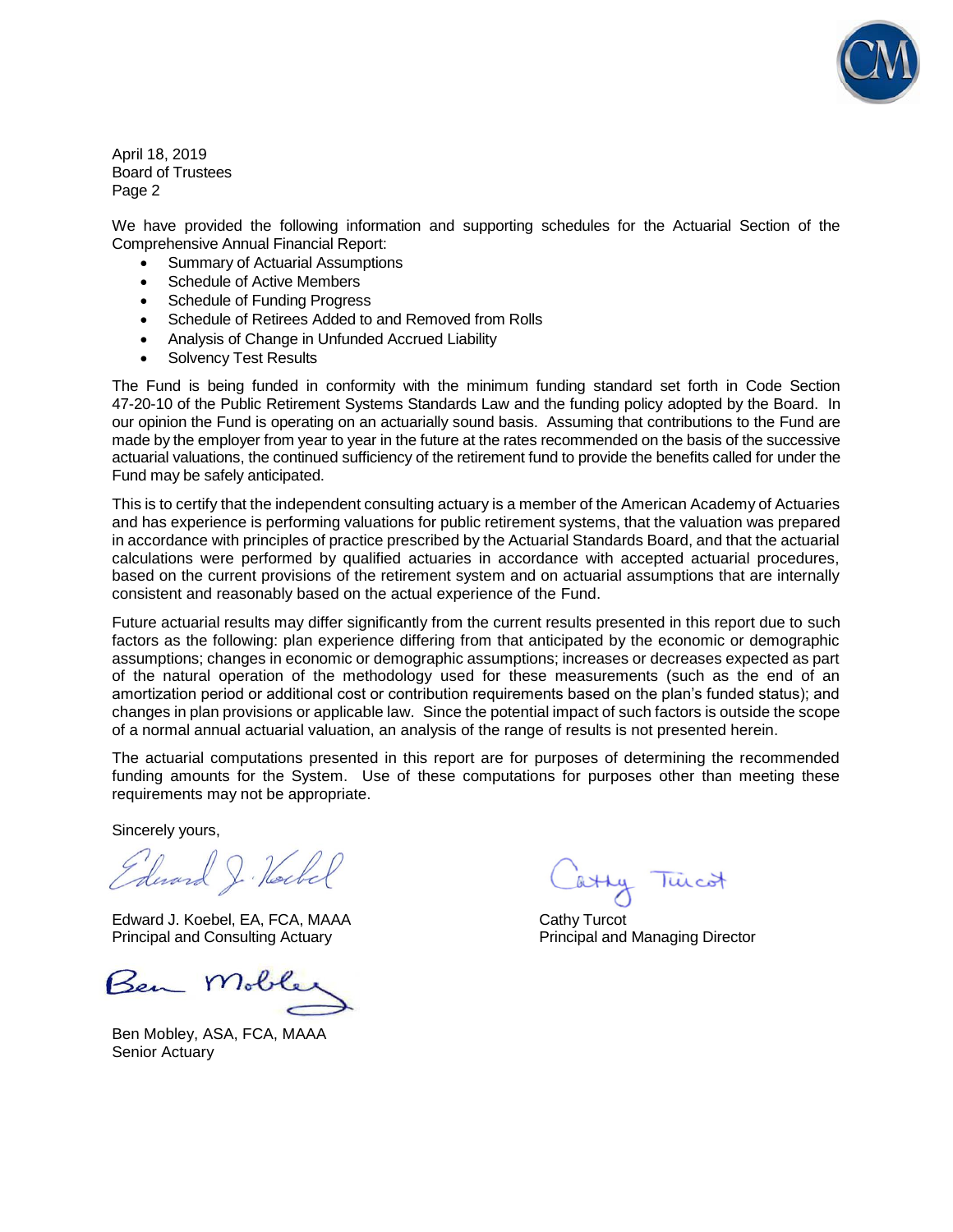April 18, 2019
Board of Trustees
Page 2

We have provided the following information and supporting schedules for the Actuarial Section of the Comprehensive Annual Financial Report:

- Summary of Actuarial Assumptions
- Schedule of Active Members
- Schedule of Funding Progress
- Schedule of Retirees Added to and Removed from Rolls
- Analysis of Change in Unfunded Accrued Liability
- Solvency Test Results

The Fund is being funded in conformity with the minimum funding standard set forth in Code Section 47-20-10 of the Public Retirement Systems Standards Law and the funding policy adopted by the Board. In our opinion the Fund is operating on an actuarially sound basis. Assuming that contributions to the Fund are made by the employer from year to year in the future at the rates recommended on the basis of the successive actuarial valuations, the continued sufficiency of the retirement fund to provide the benefits called for under the Fund may be safely anticipated.

This is to certify that the independent consulting actuary is a member of the American Academy of Actuaries and has experience is performing valuations for public retirement systems, that the valuation was prepared in accordance with principles of practice prescribed by the Actuarial Standards Board, and that the actuarial calculations were performed by qualified actuaries in accordance with accepted actuarial procedures, based on the current provisions of the retirement system and on actuarial assumptions that are internally consistent and reasonably based on the actual experience of the Fund.

Future actuarial results may differ significantly from the current results presented in this report due to such factors as the following: plan experience differing from that anticipated by the economic or demographic assumptions; changes in economic or demographic assumptions; increases or decreases expected as part of the natural operation of the methodology used for these measurements (such as the end of an amortization period or additional cost or contribution requirements based on the plan's funded status); and changes in plan provisions or applicable law. Since the potential impact of such factors is outside the scope of a normal annual actuarial valuation, an analysis of the range of results is not presented herein.

The actuarial computations presented in this report are for purposes of determining the recommended funding amounts for the System. Use of these computations for purposes other than meeting these requirements may not be appropriate.

Sincerely yours,

Edward J. Koebel, EA, FCA, MAAA
Principal and Consulting Actuary

Cathy Turcot
Principal and Managing Director

Ben Mobley, ASA, FCA, MAAA
Senior Actuary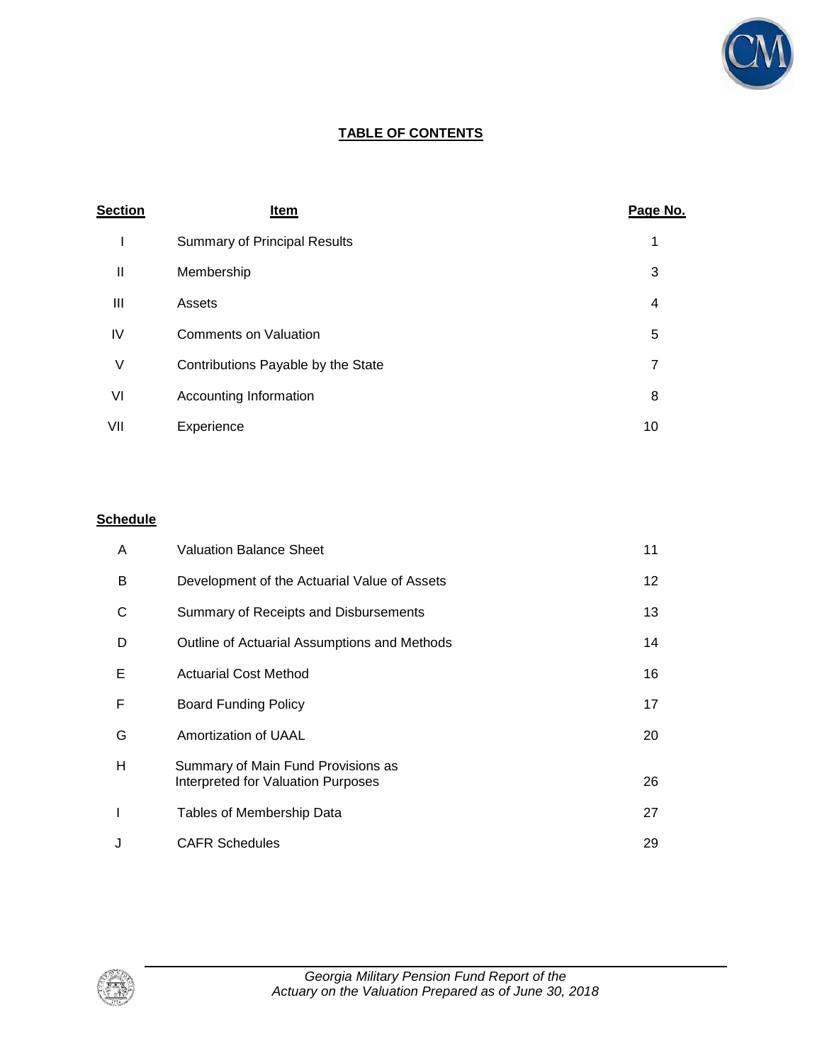## TABLE OF CONTENTS

| Section | Item | Page No. |
|---|---|---|
| I | Summary of Principal Results | 1 |
| II | Membership | 3 |
| III | Assets | 4 |
| IV | Comments on Valuation | 5 |
| V | Contributions Payable by the State | 7 |
| VI | Accounting Information | 8 |
| VII | Experience | 10 |

| Schedule | Item | Page No. |
|---|---|---|
| A | Valuation Balance Sheet | 11 |
| B | Development of the Actuarial Value of Assets | 12 |
| C | Summary of Receipts and Disbursements | 13 |
| D | Outline of Actuarial Assumptions and Methods | 14 |
| E | Actuarial Cost Method | 16 |
| F | Board Funding Policy | 17 |
| G | Amortization of UAAL | 20 |
| H | Summary of Main Fund Provisions as Interpreted for Valuation Purposes | 26 |
| I | Tables of Membership Data | 27 |
| J | CAFR Schedules | 29 |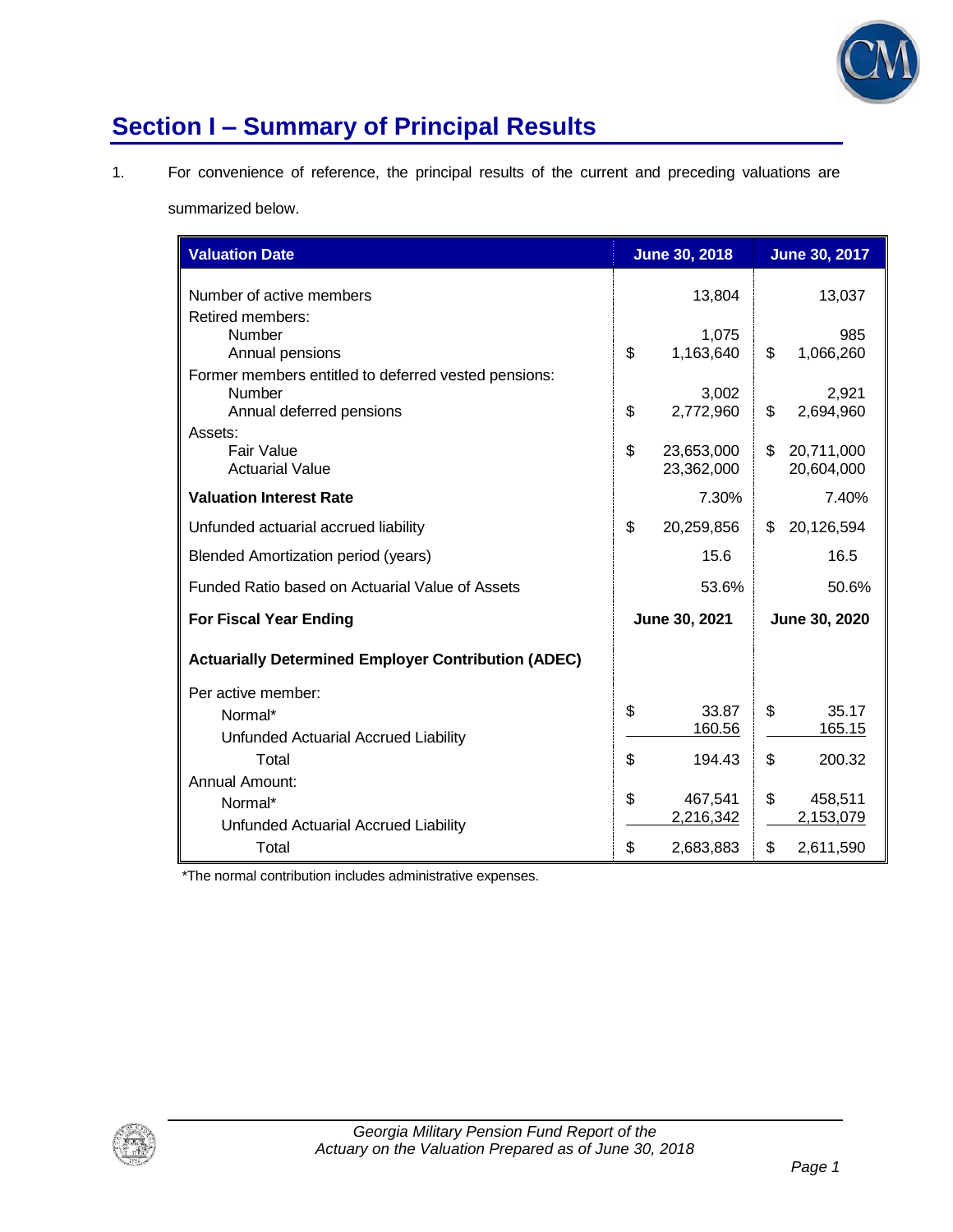# Section I – Summary of Principal Results

1. For convenience of reference, the principal results of the current and preceding valuations are summarized below.

| Valuation Date | June 30, 2018 | June 30, 2017 |
|---|---|---|
| Number of active members | 13,804 | 13,037 |
| Retired members: | | |
| Number | 1,075 | 985 |
| Annual pensions | $ 1,163,640 | $ 1,066,260 |
| Former members entitled to deferred vested pensions: | | |
| Number | 3,002 | 2,921 |
| Annual deferred pensions | $ 2,772,960 | $ 2,694,960 |
| Assets: | | |
| Fair Value | $ 23,653,000 | $ 20,711,000 |
| Actuarial Value | 23,362,000 | 20,604,000 |
| **Valuation Interest Rate** | 7.30% | 7.40% |
| Unfunded actuarial accrued liability | $ 20,259,856 | $ 20,126,594 |
| Blended Amortization period (years) | 15.6 | 16.5 |
| Funded Ratio based on Actuarial Value of Assets | 53.6% | 50.6% |
| **For Fiscal Year Ending** | **June 30, 2021** | **June 30, 2020** |
| **Actuarially Determined Employer Contribution (ADEC)** | | |
| Per active member: | | |
| Normal* | $ 33.87 | $ 35.17 |
| Unfunded Actuarial Accrued Liability | 160.56 | 165.15 |
| Total | $ 194.43 | $ 200.32 |
| Annual Amount: | | |
| Normal* | $ 467,541 | $ 458,511 |
| Unfunded Actuarial Accrued Liability | 2,216,342 | 2,153,079 |
| Total | $ 2,683,883 | $ 2,611,590 |

*The normal contribution includes administrative expenses.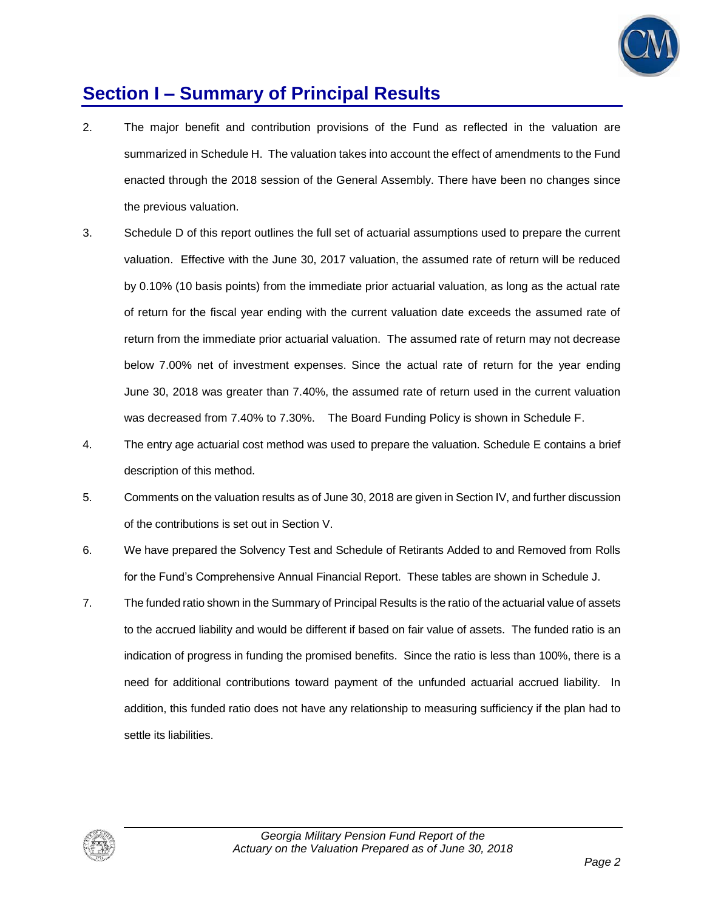## Section I – Summary of Principal Results

2. The major benefit and contribution provisions of the Fund as reflected in the valuation are summarized in Schedule H. The valuation takes into account the effect of amendments to the Fund enacted through the 2018 session of the General Assembly. There have been no changes since the previous valuation.

3. Schedule D of this report outlines the full set of actuarial assumptions used to prepare the current valuation. Effective with the June 30, 2017 valuation, the assumed rate of return will be reduced by 0.10% (10 basis points) from the immediate prior actuarial valuation, as long as the actual rate of return for the fiscal year ending with the current valuation date exceeds the assumed rate of return from the immediate prior actuarial valuation. The assumed rate of return may not decrease below 7.00% net of investment expenses. Since the actual rate of return for the year ending June 30, 2018 was greater than 7.40%, the assumed rate of return used in the current valuation was decreased from 7.40% to 7.30%. The Board Funding Policy is shown in Schedule F.

4. The entry age actuarial cost method was used to prepare the valuation. Schedule E contains a brief description of this method.

5. Comments on the valuation results as of June 30, 2018 are given in Section IV, and further discussion of the contributions is set out in Section V.

6. We have prepared the Solvency Test and Schedule of Retirants Added to and Removed from Rolls for the Fund's Comprehensive Annual Financial Report. These tables are shown in Schedule J.

7. The funded ratio shown in the Summary of Principal Results is the ratio of the actuarial value of assets to the accrued liability and would be different if based on fair value of assets. The funded ratio is an indication of progress in funding the promised benefits. Since the ratio is less than 100%, there is a need for additional contributions toward payment of the unfunded actuarial accrued liability. In addition, this funded ratio does not have any relationship to measuring sufficiency if the plan had to settle its liabilities.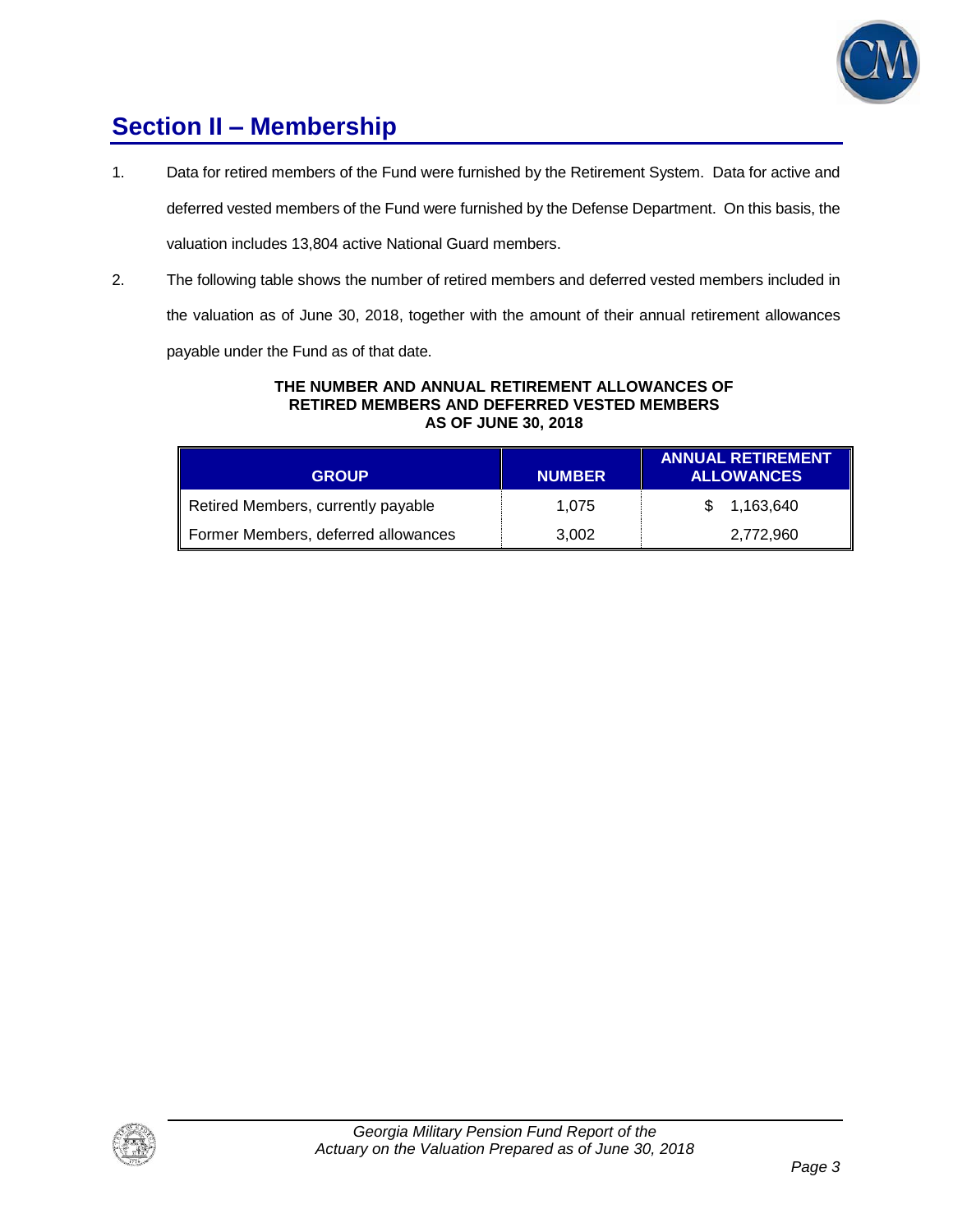# Section II – Membership

1. Data for retired members of the Fund were furnished by the Retirement System. Data for active and deferred vested members of the Fund were furnished by the Defense Department. On this basis, the valuation includes 13,804 active National Guard members.

2. The following table shows the number of retired members and deferred vested members included in the valuation as of June 30, 2018, together with the amount of their annual retirement allowances payable under the Fund as of that date.

**THE NUMBER AND ANNUAL RETIREMENT ALLOWANCES OF RETIRED MEMBERS AND DEFERRED VESTED MEMBERS AS OF JUNE 30, 2018**

| GROUP | NUMBER | ANNUAL RETIREMENT ALLOWANCES |
|---|---|---|
| Retired Members, currently payable | 1,075 | $ 1,163,640 |
| Former Members, deferred allowances | 3,002 | 2,772,960 |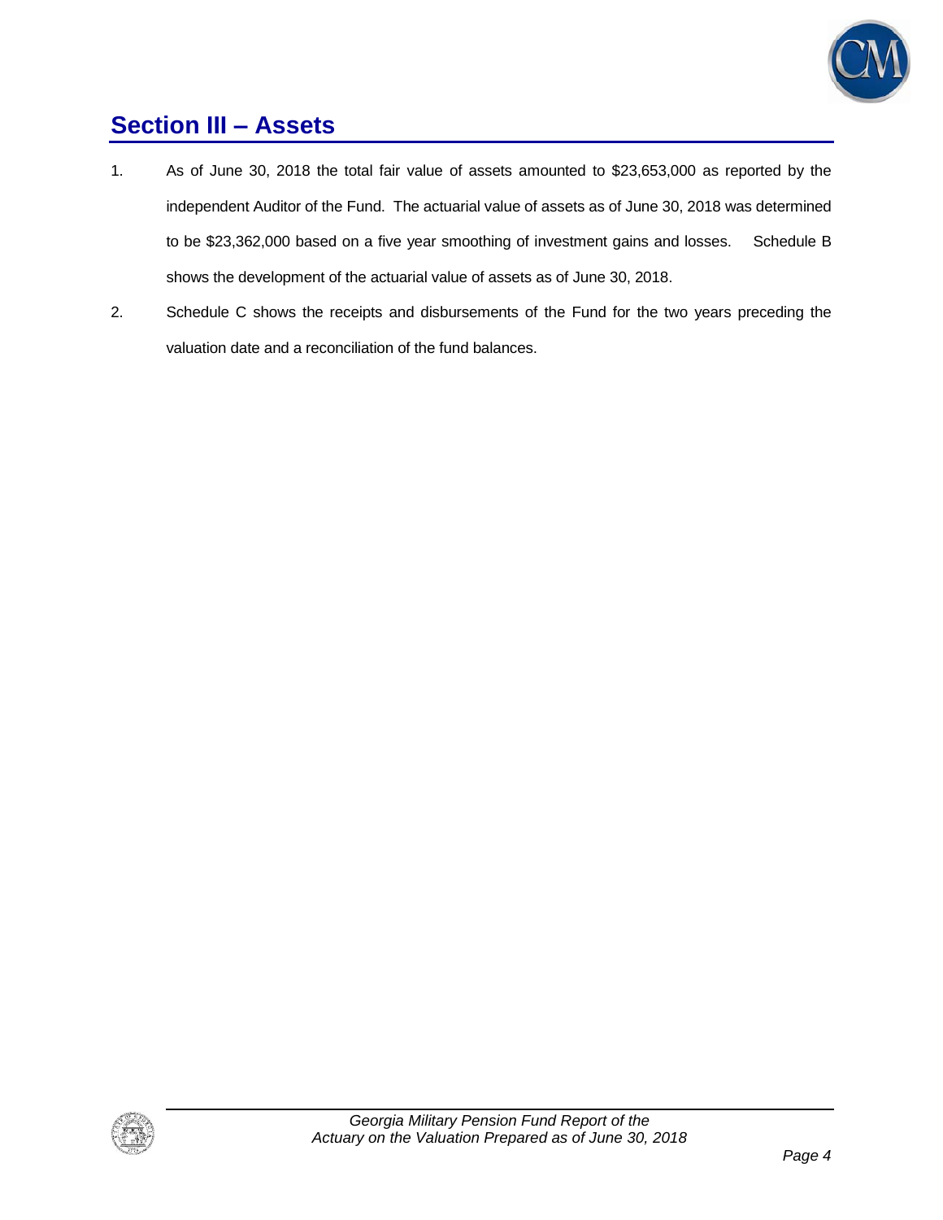## Section III – Assets

1. As of June 30, 2018 the total fair value of assets amounted to $23,653,000 as reported by the independent Auditor of the Fund. The actuarial value of assets as of June 30, 2018 was determined to be $23,362,000 based on a five year smoothing of investment gains and losses. Schedule B shows the development of the actuarial value of assets as of June 30, 2018.

2. Schedule C shows the receipts and disbursements of the Fund for the two years preceding the valuation date and a reconciliation of the fund balances.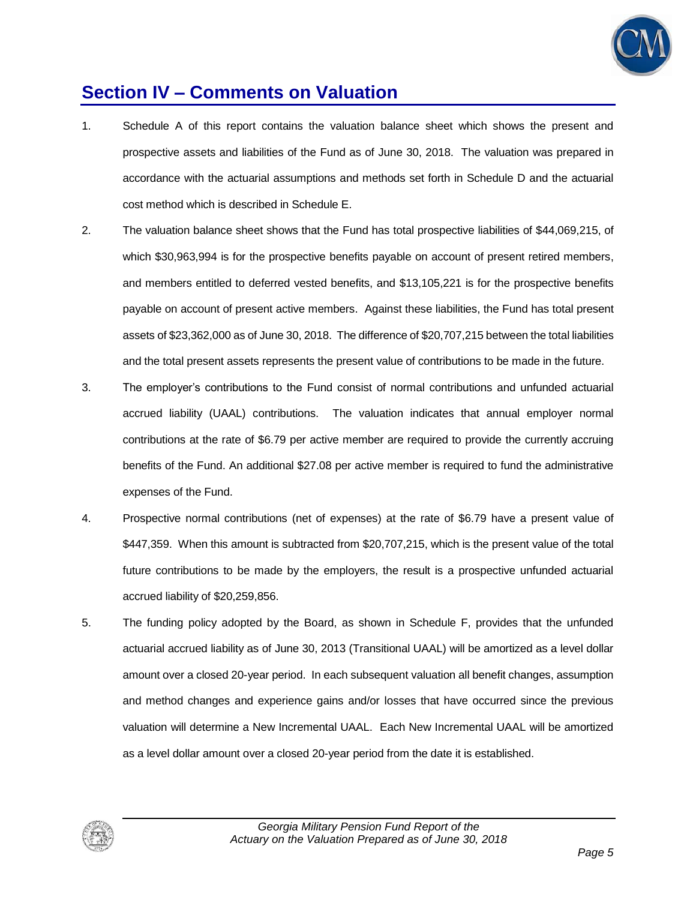## Section IV – Comments on Valuation

1. Schedule A of this report contains the valuation balance sheet which shows the present and prospective assets and liabilities of the Fund as of June 30, 2018. The valuation was prepared in accordance with the actuarial assumptions and methods set forth in Schedule D and the actuarial cost method which is described in Schedule E.

2. The valuation balance sheet shows that the Fund has total prospective liabilities of $44,069,215, of which $30,963,994 is for the prospective benefits payable on account of present retired members, and members entitled to deferred vested benefits, and $13,105,221 is for the prospective benefits payable on account of present active members. Against these liabilities, the Fund has total present assets of $23,362,000 as of June 30, 2018. The difference of $20,707,215 between the total liabilities and the total present assets represents the present value of contributions to be made in the future.

3. The employer's contributions to the Fund consist of normal contributions and unfunded actuarial accrued liability (UAAL) contributions. The valuation indicates that annual employer normal contributions at the rate of $6.79 per active member are required to provide the currently accruing benefits of the Fund. An additional $27.08 per active member is required to fund the administrative expenses of the Fund.

4. Prospective normal contributions (net of expenses) at the rate of $6.79 have a present value of $447,359. When this amount is subtracted from $20,707,215, which is the present value of the total future contributions to be made by the employers, the result is a prospective unfunded actuarial accrued liability of $20,259,856.

5. The funding policy adopted by the Board, as shown in Schedule F, provides that the unfunded actuarial accrued liability as of June 30, 2013 (Transitional UAAL) will be amortized as a level dollar amount over a closed 20-year period. In each subsequent valuation all benefit changes, assumption and method changes and experience gains and/or losses that have occurred since the previous valuation will determine a New Incremental UAAL. Each New Incremental UAAL will be amortized as a level dollar amount over a closed 20-year period from the date it is established.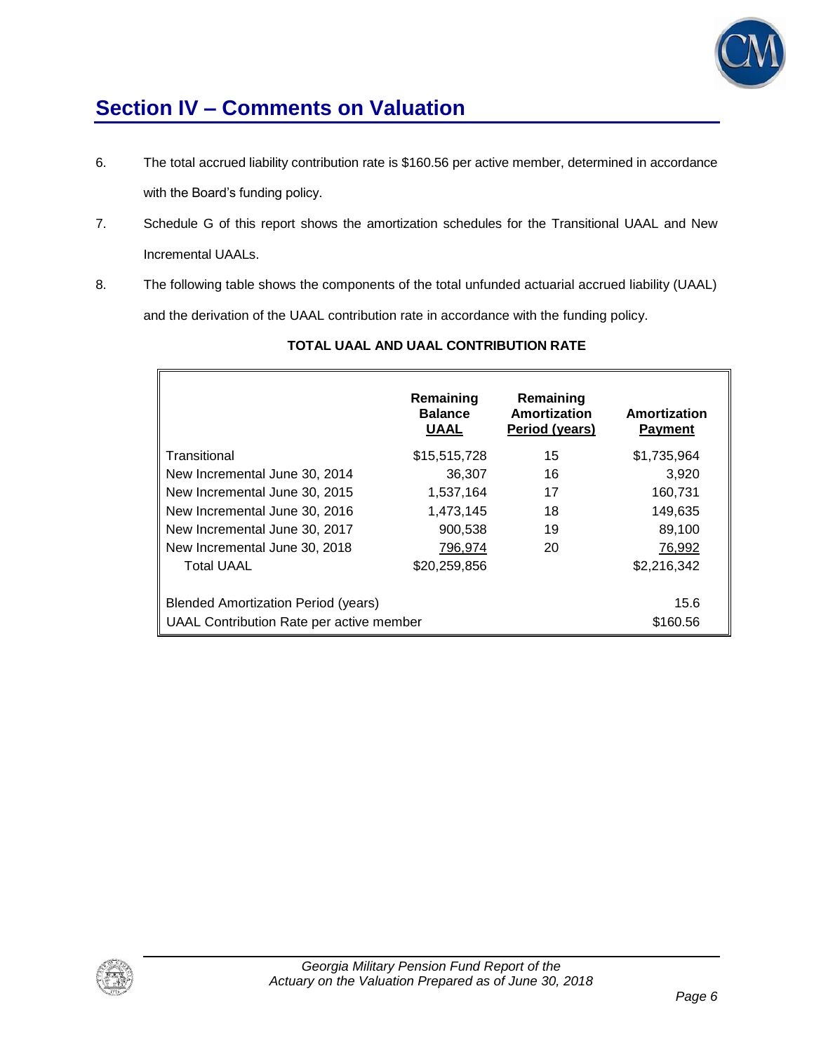## Section IV – Comments on Valuation

6. The total accrued liability contribution rate is $160.56 per active member, determined in accordance with the Board's funding policy.

7. Schedule G of this report shows the amortization schedules for the Transitional UAAL and New Incremental UAALs.

8. The following table shows the components of the total unfunded actuarial accrued liability (UAAL) and the derivation of the UAAL contribution rate in accordance with the funding policy.

**TOTAL UAAL AND UAAL CONTRIBUTION RATE**

| | Remaining Balance UAAL | Remaining Amortization Period (years) | Amortization Payment |
|---|---|---|---|
| Transitional | $15,515,728 | 15 | $1,735,964 |
| New Incremental June 30, 2014 | 36,307 | 16 | 3,920 |
| New Incremental June 30, 2015 | 1,537,164 | 17 | 160,731 |
| New Incremental June 30, 2016 | 1,473,145 | 18 | 149,635 |
| New Incremental June 30, 2017 | 900,538 | 19 | 89,100 |
| New Incremental June 30, 2018 | 796,974 | 20 | 76,992 |
| Total UAAL | $20,259,856 | | $2,216,342 |
| | | | |
| Blended Amortization Period (years) | | | 15.6 |
| UAAL Contribution Rate per active member | | | $160.56 |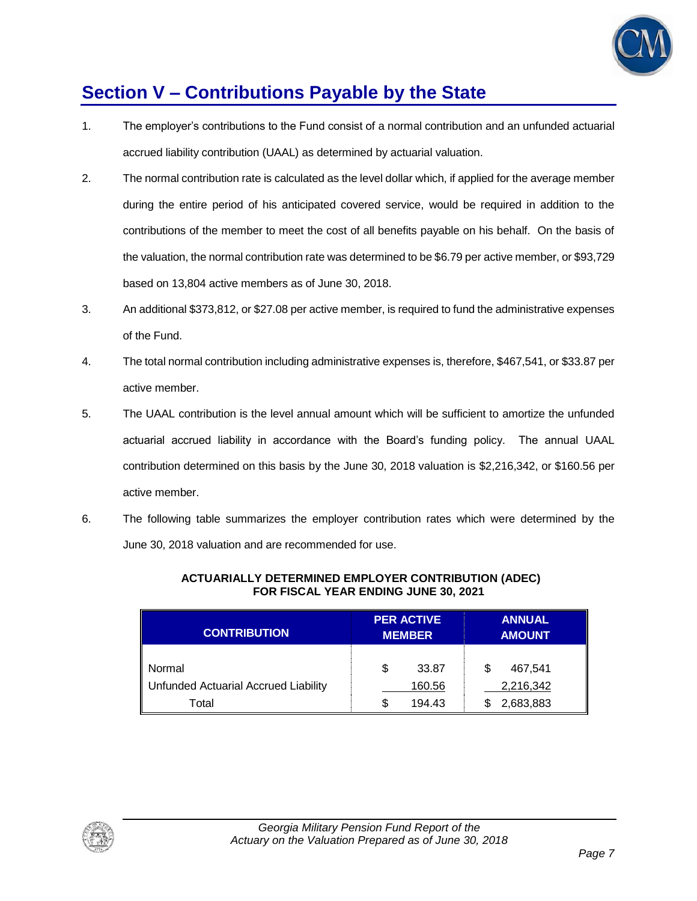# Section V – Contributions Payable by the State

1. The employer's contributions to the Fund consist of a normal contribution and an unfunded actuarial accrued liability contribution (UAAL) as determined by actuarial valuation.

2. The normal contribution rate is calculated as the level dollar which, if applied for the average member during the entire period of his anticipated covered service, would be required in addition to the contributions of the member to meet the cost of all benefits payable on his behalf. On the basis of the valuation, the normal contribution rate was determined to be $6.79 per active member, or $93,729 based on 13,804 active members as of June 30, 2018.

3. An additional $373,812, or $27.08 per active member, is required to fund the administrative expenses of the Fund.

4. The total normal contribution including administrative expenses is, therefore, $467,541, or $33.87 per active member.

5. The UAAL contribution is the level annual amount which will be sufficient to amortize the unfunded actuarial accrued liability in accordance with the Board's funding policy. The annual UAAL contribution determined on this basis by the June 30, 2018 valuation is $2,216,342, or $160.56 per active member.

6. The following table summarizes the employer contribution rates which were determined by the June 30, 2018 valuation and are recommended for use.

**ACTUARIALLY DETERMINED EMPLOYER CONTRIBUTION (ADEC)**
**FOR FISCAL YEAR ENDING JUNE 30, 2021**

| CONTRIBUTION | PER ACTIVE MEMBER | ANNUAL AMOUNT |
|---|---|---|
| Normal | $ 33.87 | $ 467,541 |
| Unfunded Actuarial Accrued Liability | 160.56 | 2,216,342 |
| Total | $ 194.43 | $ 2,683,883 |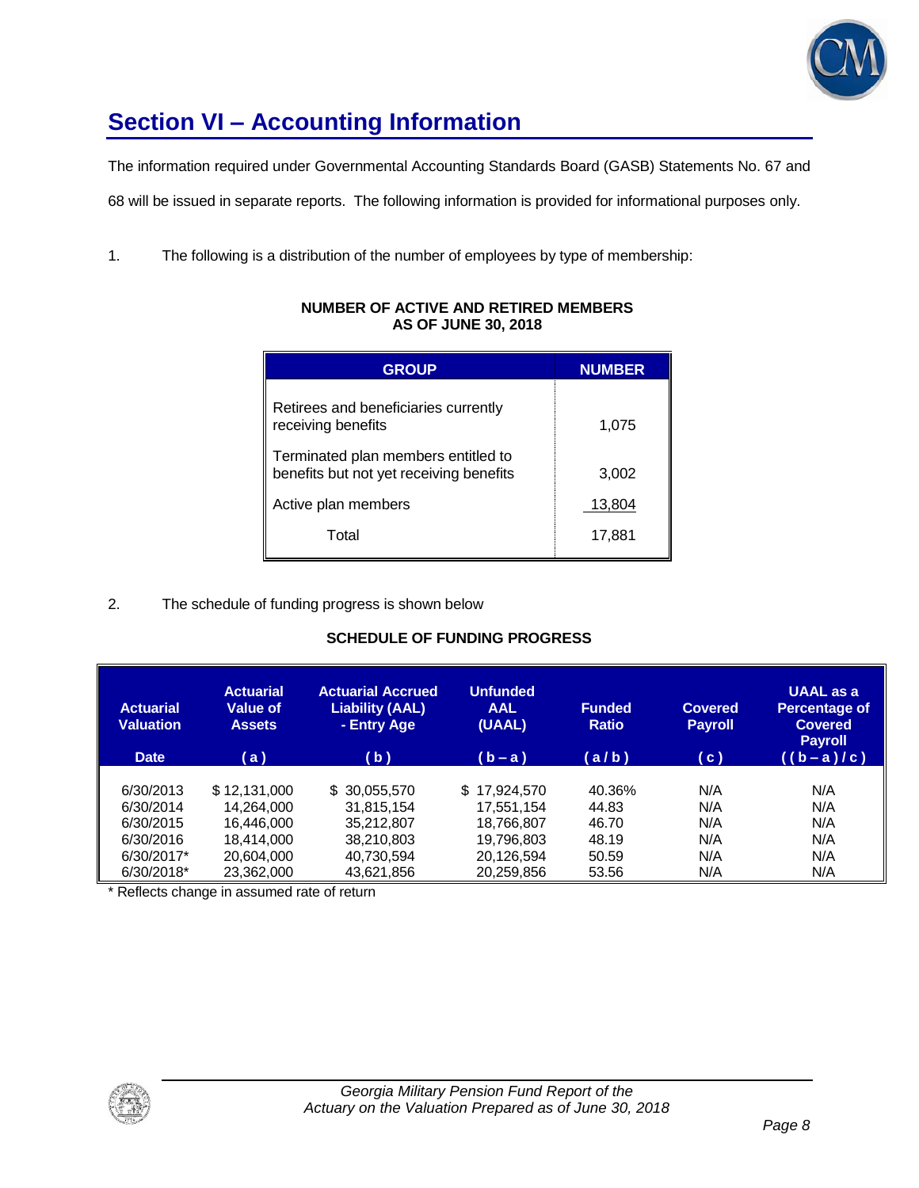# Section VI – Accounting Information

The information required under Governmental Accounting Standards Board (GASB) Statements No. 67 and 68 will be issued in separate reports. The following information is provided for informational purposes only.

1. The following is a distribution of the number of employees by type of membership:

**NUMBER OF ACTIVE AND RETIRED MEMBERS AS OF JUNE 30, 2018**

| GROUP | NUMBER |
|---|---|
| Retirees and beneficiaries currently receiving benefits | 1,075 |
| Terminated plan members entitled to benefits but not yet receiving benefits | 3,002 |
| Active plan members | 13,804 |
| Total | 17,881 |

2. The schedule of funding progress is shown below

**SCHEDULE OF FUNDING PROGRESS**

| Actuarial Valuation Date | Actuarial Value of Assets (a) | Actuarial Accrued Liability (AAL) - Entry Age (b) | Unfunded AAL (UAAL) (b – a) | Funded Ratio (a / b) | Covered Payroll (c) | UAAL as a Percentage of Covered Payroll ((b – a) / c) |
|---|---|---|---|---|---|---|
| 6/30/2013 | $ 12,131,000 | $ 30,055,570 | $ 17,924,570 | 40.36% | N/A | N/A |
| 6/30/2014 | 14,264,000 | 31,815,154 | 17,551,154 | 44.83 | N/A | N/A |
| 6/30/2015 | 16,446,000 | 35,212,807 | 18,766,807 | 46.70 | N/A | N/A |
| 6/30/2016 | 18,414,000 | 38,210,803 | 19,796,803 | 48.19 | N/A | N/A |
| 6/30/2017* | 20,604,000 | 40,730,594 | 20,126,594 | 50.59 | N/A | N/A |
| 6/30/2018* | 23,362,000 | 43,621,856 | 20,259,856 | 53.56 | N/A | N/A |

* Reflects change in assumed rate of return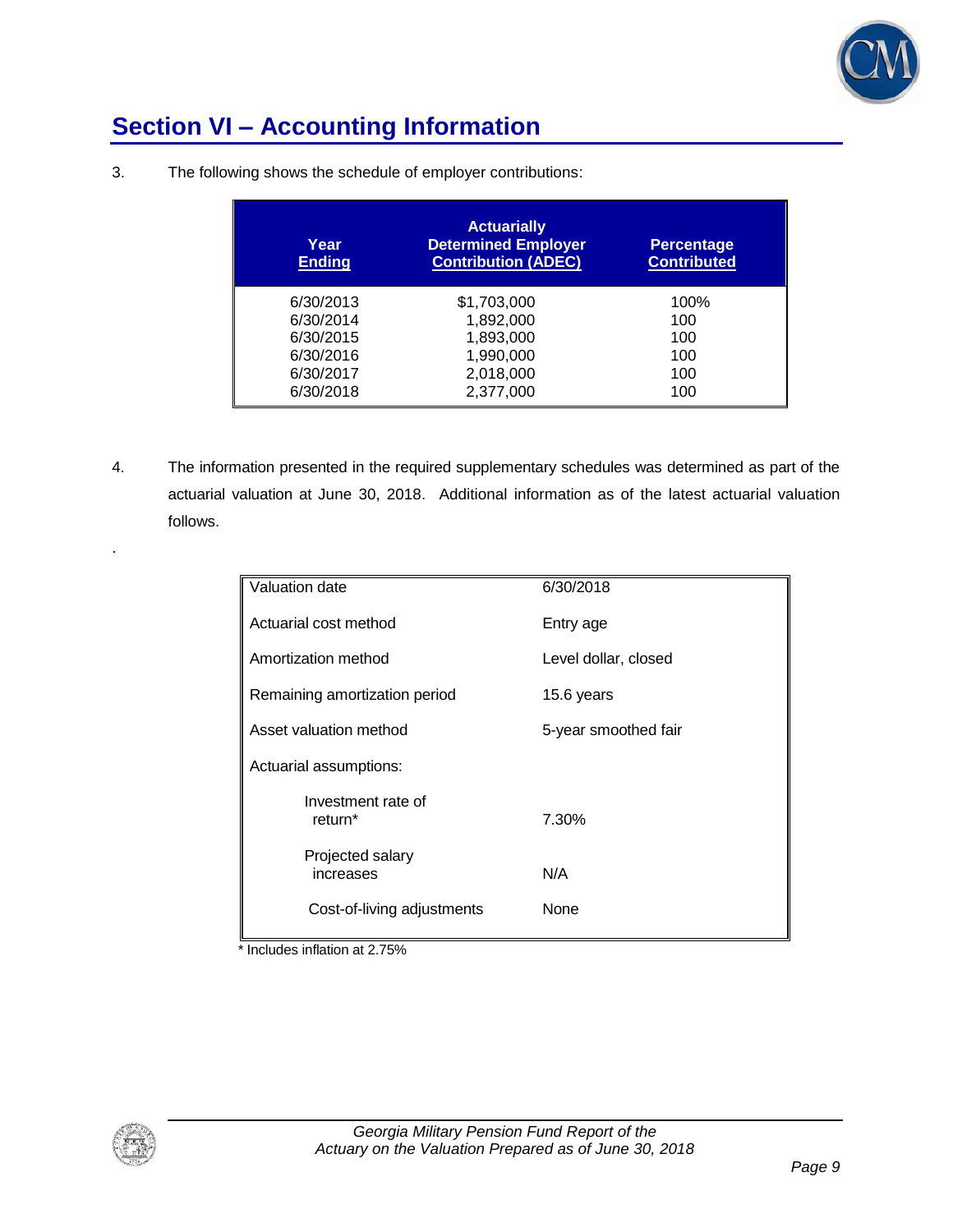## Section VI – Accounting Information

3. The following shows the schedule of employer contributions:

| Year Ending | Actuarially Determined Employer Contribution (ADEC) | Percentage Contributed |
|---|---|---|
| 6/30/2013 | $1,703,000 | 100% |
| 6/30/2014 | 1,892,000 | 100 |
| 6/30/2015 | 1,893,000 | 100 |
| 6/30/2016 | 1,990,000 | 100 |
| 6/30/2017 | 2,018,000 | 100 |
| 6/30/2018 | 2,377,000 | 100 |

4. The information presented in the required supplementary schedules was determined as part of the actuarial valuation at June 30, 2018. Additional information as of the latest actuarial valuation follows.

.

| | |
|---|---|
| Valuation date | 6/30/2018 |
| Actuarial cost method | Entry age |
| Amortization method | Level dollar, closed |
| Remaining amortization period | 15.6 years |
| Asset valuation method | 5-year smoothed fair |
| Actuarial assumptions: | |
| Investment rate of return* | 7.30% |
| Projected salary increases | N/A |
| Cost-of-living adjustments | None |

* Includes inflation at 2.75%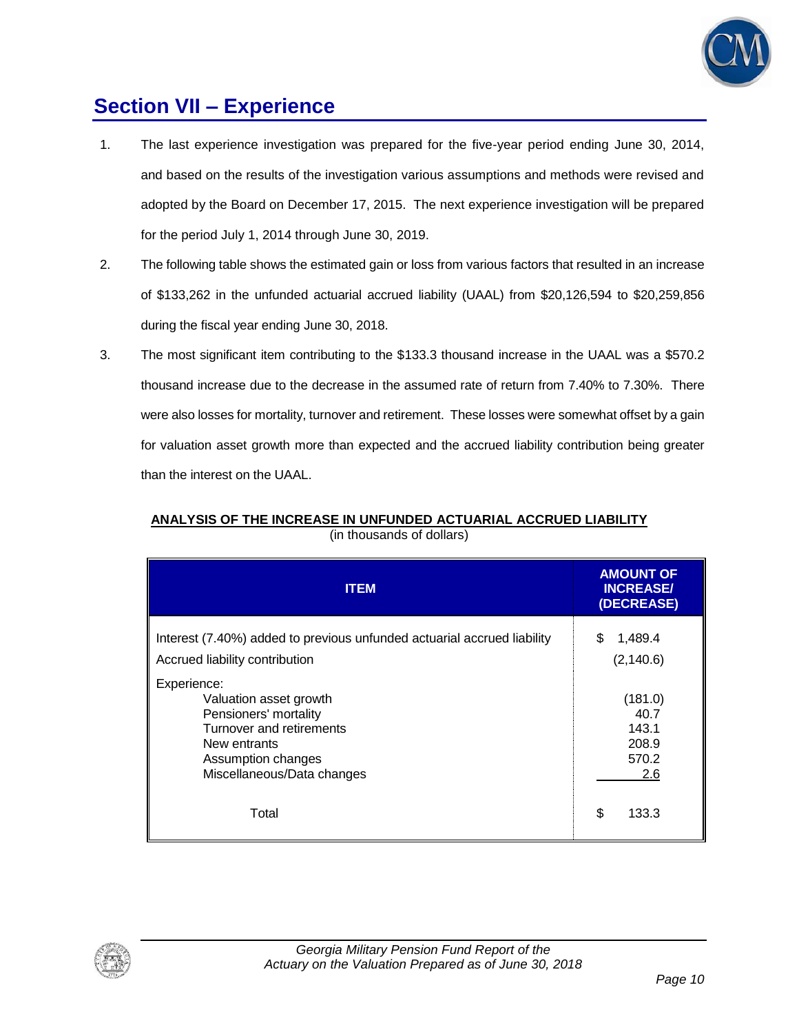## Section VII – Experience

1. The last experience investigation was prepared for the five-year period ending June 30, 2014, and based on the results of the investigation various assumptions and methods were revised and adopted by the Board on December 17, 2015. The next experience investigation will be prepared for the period July 1, 2014 through June 30, 2019.

2. The following table shows the estimated gain or loss from various factors that resulted in an increase of $133,262 in the unfunded actuarial accrued liability (UAAL) from $20,126,594 to $20,259,856 during the fiscal year ending June 30, 2018.

3. The most significant item contributing to the $133.3 thousand increase in the UAAL was a $570.2 thousand increase due to the decrease in the assumed rate of return from 7.40% to 7.30%. There were also losses for mortality, turnover and retirement. These losses were somewhat offset by a gain for valuation asset growth more than expected and the accrued liability contribution being greater than the interest on the UAAL.

**ANALYSIS OF THE INCREASE IN UNFUNDED ACTUARIAL ACCRUED LIABILITY**
(in thousands of dollars)

| ITEM | AMOUNT OF INCREASE/ (DECREASE) |
|---|---|
| Interest (7.40%) added to previous unfunded actuarial accrued liability | $ 1,489.4 |
| Accrued liability contribution | (2,140.6) |
| Experience: | |
| Valuation asset growth | (181.0) |
| Pensioners' mortality | 40.7 |
| Turnover and retirements | 143.1 |
| New entrants | 208.9 |
| Assumption changes | 570.2 |
| Miscellaneous/Data changes | 2.6 |
| Total | $ 133.3 |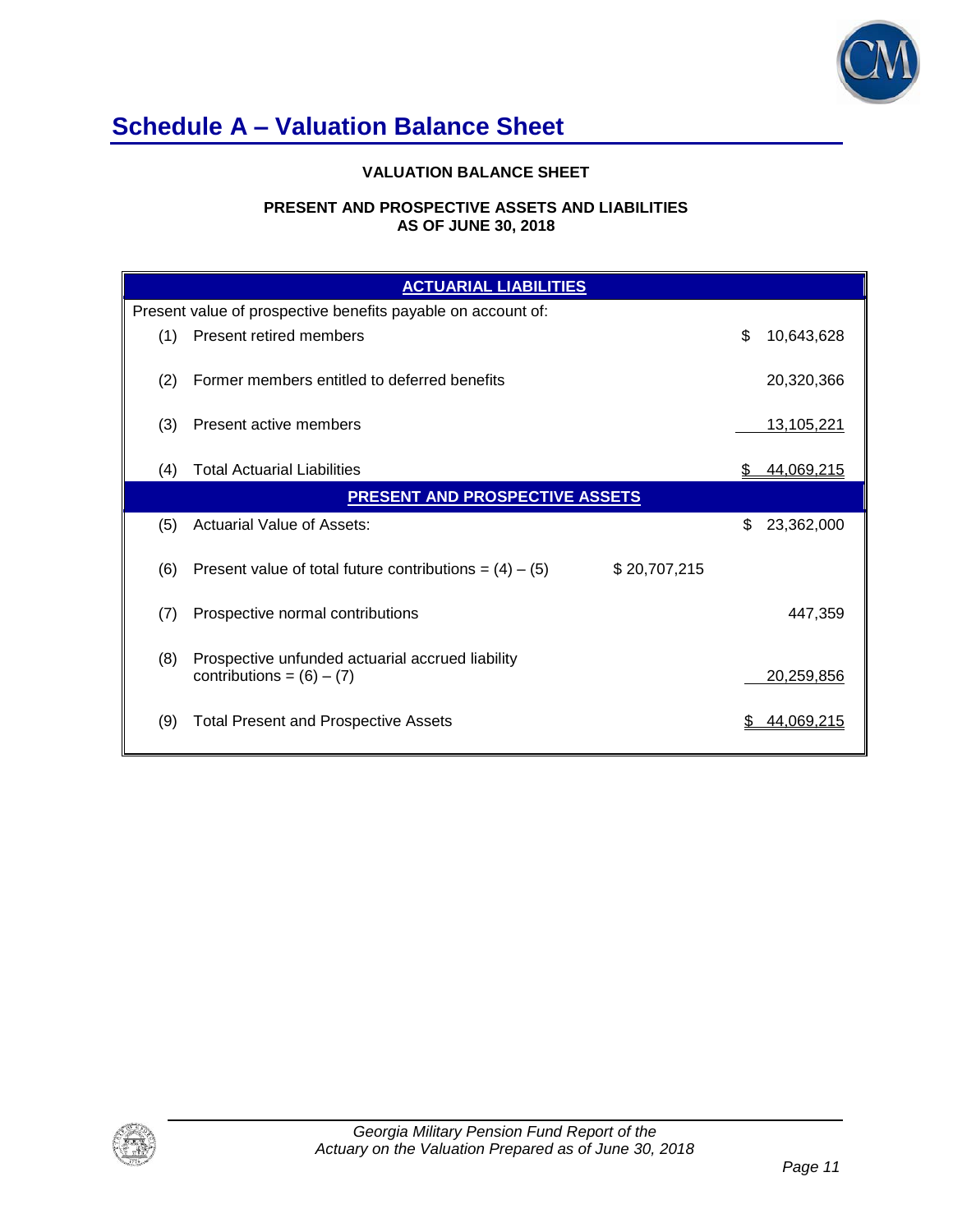# Schedule A – Valuation Balance Sheet

**VALUATION BALANCE SHEET**

**PRESENT AND PROSPECTIVE ASSETS AND LIABILITIES**
**AS OF JUNE 30, 2018**

| | | | |
|---|---|---|---|
| | **ACTUARIAL LIABILITIES** | | |
| | Present value of prospective benefits payable on account of: | | |
| (1) | Present retired members | | $ 10,643,628 |
| (2) | Former members entitled to deferred benefits | | 20,320,366 |
| (3) | Present active members | | 13,105,221 |
| (4) | Total Actuarial Liabilities | | $ 44,069,215 |
| | **PRESENT AND PROSPECTIVE ASSETS** | | |
| (5) | Actuarial Value of Assets: | | $ 23,362,000 |
| (6) | Present value of total future contributions = (4) – (5) | $ 20,707,215 | |
| (7) | Prospective normal contributions | | 447,359 |
| (8) | Prospective unfunded actuarial accrued liability contributions = (6) – (7) | | 20,259,856 |
| (9) | Total Present and Prospective Assets | | $ 44,069,215 |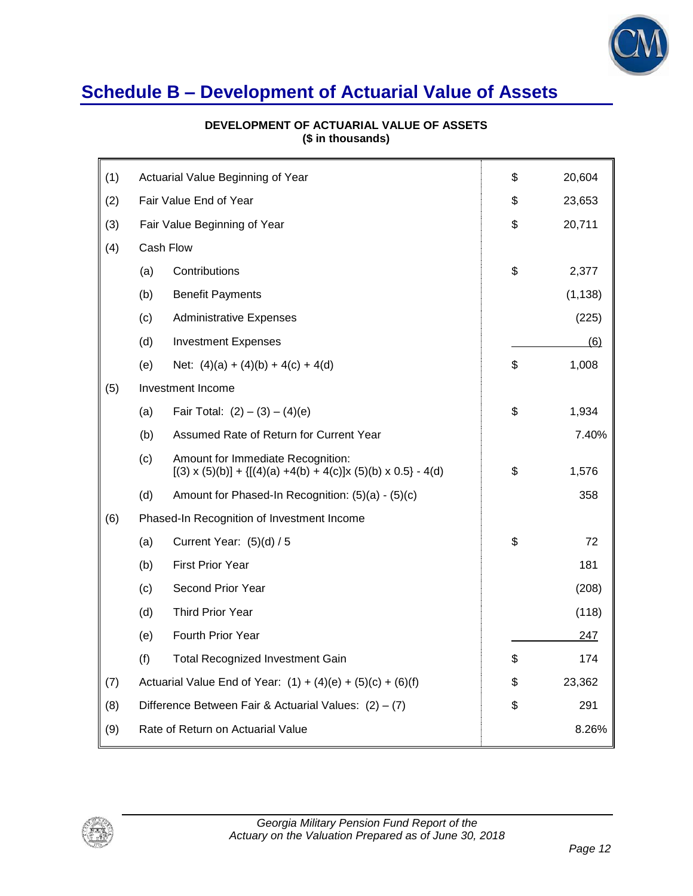# Schedule B – Development of Actuarial Value of Assets

**DEVELOPMENT OF ACTUARIAL VALUE OF ASSETS**
**($ in thousands)**

| | | | | |
|---|---|---|---|---|
| (1) | | Actuarial Value Beginning of Year | $ | 20,604 |
| (2) | | Fair Value End of Year | $ | 23,653 |
| (3) | | Fair Value Beginning of Year | $ | 20,711 |
| (4) | | Cash Flow | | |
| | (a) | Contributions | $ | 2,377 |
| | (b) | Benefit Payments | | (1,138) |
| | (c) | Administrative Expenses | | (225) |
| | (d) | Investment Expenses | | (6) |
| | (e) | Net: (4)(a) + (4)(b) + 4(c) + 4(d) | $ | 1,008 |
| (5) | | Investment Income | | |
| | (a) | Fair Total: (2) – (3) – (4)(e) | $ | 1,934 |
| | (b) | Assumed Rate of Return for Current Year | | 7.40% |
| | (c) | Amount for Immediate Recognition: [(3) x (5)(b)] + {[(4)(a) +4(b) + 4(c)]x (5)(b) x 0.5} - 4(d) | $ | 1,576 |
| | (d) | Amount for Phased-In Recognition: (5)(a) - (5)(c) | | 358 |
| (6) | | Phased-In Recognition of Investment Income | | |
| | (a) | Current Year: (5)(d) / 5 | $ | 72 |
| | (b) | First Prior Year | | 181 |
| | (c) | Second Prior Year | | (208) |
| | (d) | Third Prior Year | | (118) |
| | (e) | Fourth Prior Year | | 247 |
| | (f) | Total Recognized Investment Gain | $ | 174 |
| (7) | | Actuarial Value End of Year: (1) + (4)(e) + (5)(c) + (6)(f) | $ | 23,362 |
| (8) | | Difference Between Fair & Actuarial Values: (2) – (7) | $ | 291 |
| (9) | | Rate of Return on Actuarial Value | | 8.26% |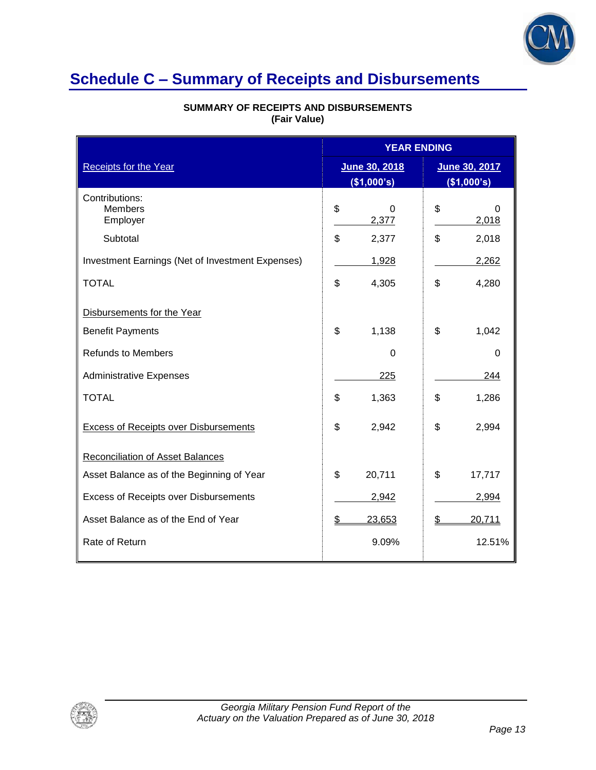# Schedule C – Summary of Receipts and Disbursements

**SUMMARY OF RECEIPTS AND DISBURSEMENTS**
**(Fair Value)**

| | YEAR ENDING | |
|---|---|---|
| Receipts for the Year | June 30, 2018 ($1,000's) | June 30, 2017 ($1,000's) |
| Contributions: | | |
| Members | $ 0 | $ 0 |
| Employer | 2,377 | 2,018 |
| Subtotal | $ 2,377 | $ 2,018 |
| Investment Earnings (Net of Investment Expenses) | 1,928 | 2,262 |
| TOTAL | $ 4,305 | $ 4,280 |
| Disbursements for the Year | | |
| Benefit Payments | $ 1,138 | $ 1,042 |
| Refunds to Members | 0 | 0 |
| Administrative Expenses | 225 | 244 |
| TOTAL | $ 1,363 | $ 1,286 |
| Excess of Receipts over Disbursements | $ 2,942 | $ 2,994 |
| Reconciliation of Asset Balances | | |
| Asset Balance as of the Beginning of Year | $ 20,711 | $ 17,717 |
| Excess of Receipts over Disbursements | 2,942 | 2,994 |
| Asset Balance as of the End of Year | $ 23,653 | $ 20,711 |
| Rate of Return | 9.09% | 12.51% |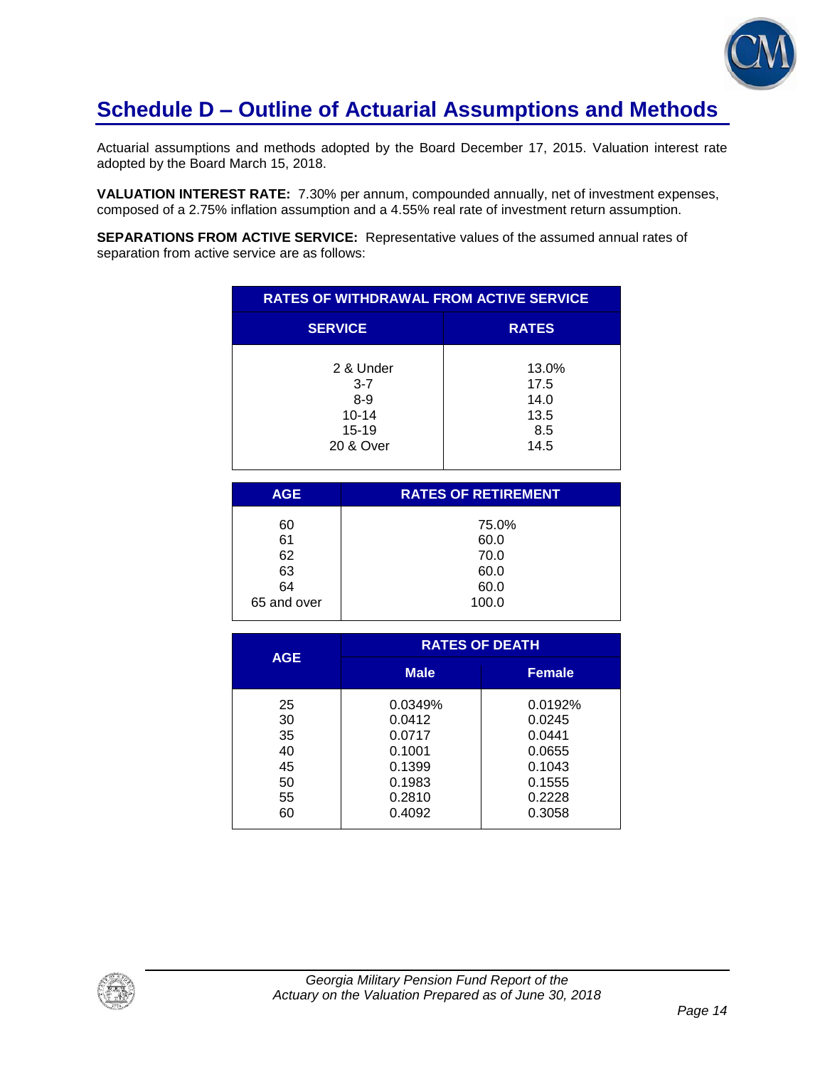## Schedule D – Outline of Actuarial Assumptions and Methods

Actuarial assumptions and methods adopted by the Board December 17, 2015. Valuation interest rate adopted by the Board March 15, 2018.

**VALUATION INTEREST RATE:** 7.30% per annum, compounded annually, net of investment expenses, composed of a 2.75% inflation assumption and a 4.55% real rate of investment return assumption.

**SEPARATIONS FROM ACTIVE SERVICE:** Representative values of the assumed annual rates of separation from active service are as follows:

| RATES OF WITHDRAWAL FROM ACTIVE SERVICE | |
|---|---|
| **SERVICE** | **RATES** |
| 2 & Under | 13.0% |
| 3-7 | 17.5 |
| 8-9 | 14.0 |
| 10-14 | 13.5 |
| 15-19 | 8.5 |
| 20 & Over | 14.5 |

| AGE | RATES OF RETIREMENT |
|---|---|
| 60 | 75.0% |
| 61 | 60.0 |
| 62 | 70.0 |
| 63 | 60.0 |
| 64 | 60.0 |
| 65 and over | 100.0 |

| AGE | RATES OF DEATH | |
|---|---|---|
| | **Male** | **Female** |
| 25 | 0.0349% | 0.0192% |
| 30 | 0.0412 | 0.0245 |
| 35 | 0.0717 | 0.0441 |
| 40 | 0.1001 | 0.0655 |
| 45 | 0.1399 | 0.1043 |
| 50 | 0.1983 | 0.1555 |
| 55 | 0.2810 | 0.2228 |
| 60 | 0.4092 | 0.3058 |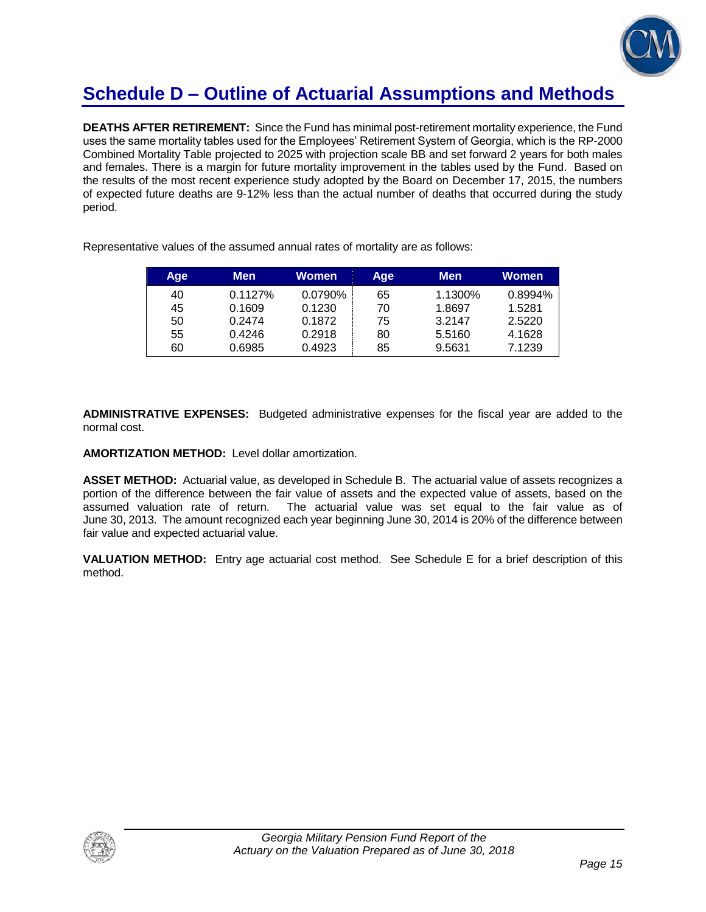# Schedule D – Outline of Actuarial Assumptions and Methods

**DEATHS AFTER RETIREMENT:** Since the Fund has minimal post-retirement mortality experience, the Fund uses the same mortality tables used for the Employees' Retirement System of Georgia, which is the RP-2000 Combined Mortality Table projected to 2025 with projection scale BB and set forward 2 years for both males and females. There is a margin for future mortality improvement in the tables used by the Fund. Based on the results of the most recent experience study adopted by the Board on December 17, 2015, the numbers of expected future deaths are 9-12% less than the actual number of deaths that occurred during the study period.

Representative values of the assumed annual rates of mortality are as follows:

| Age | Men | Women | Age | Men | Women |
|---|---|---|---|---|---|
| 40 | 0.1127% | 0.0790% | 65 | 1.1300% | 0.8994% |
| 45 | 0.1609 | 0.1230 | 70 | 1.8697 | 1.5281 |
| 50 | 0.2474 | 0.1872 | 75 | 3.2147 | 2.5220 |
| 55 | 0.4246 | 0.2918 | 80 | 5.5160 | 4.1628 |
| 60 | 0.6985 | 0.4923 | 85 | 9.5631 | 7.1239 |

**ADMINISTRATIVE EXPENSES:** Budgeted administrative expenses for the fiscal year are added to the normal cost.

**AMORTIZATION METHOD:** Level dollar amortization.

**ASSET METHOD:** Actuarial value, as developed in Schedule B. The actuarial value of assets recognizes a portion of the difference between the fair value of assets and the expected value of assets, based on the assumed valuation rate of return. The actuarial value was set equal to the fair value as of June 30, 2013. The amount recognized each year beginning June 30, 2014 is 20% of the difference between fair value and expected actuarial value.

**VALUATION METHOD:** Entry age actuarial cost method. See Schedule E for a brief description of this method.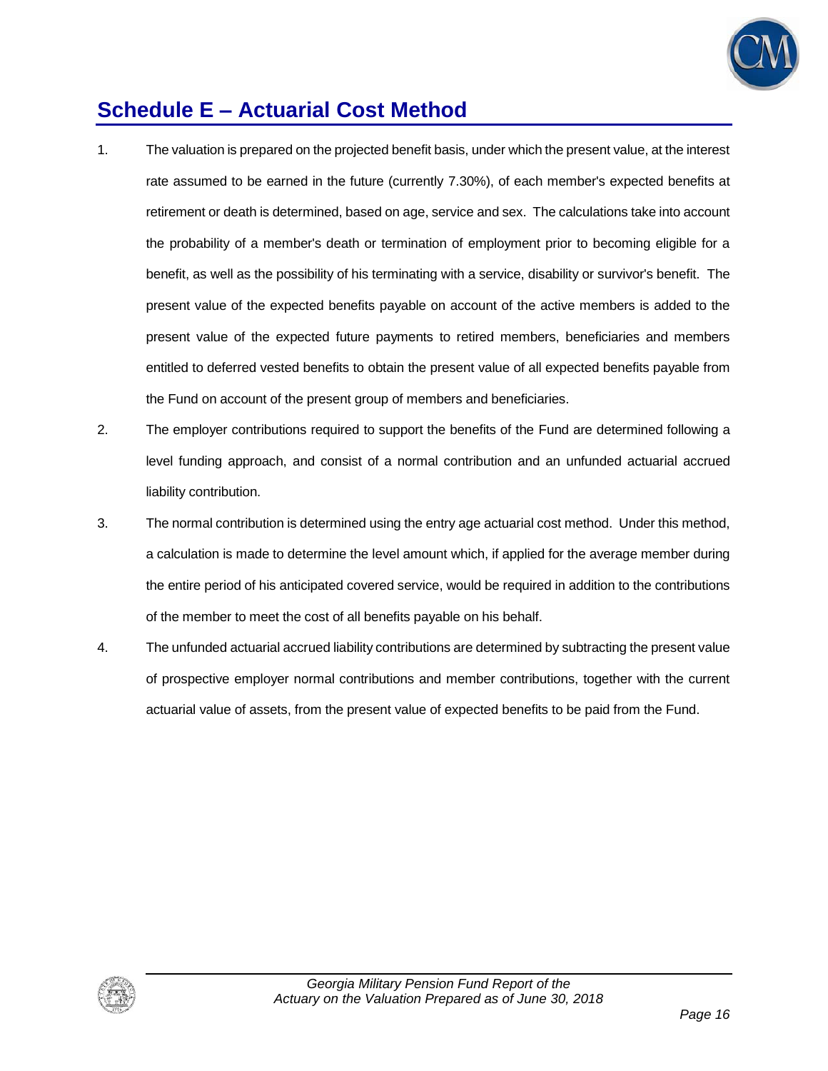## Schedule E – Actuarial Cost Method

1. The valuation is prepared on the projected benefit basis, under which the present value, at the interest rate assumed to be earned in the future (currently 7.30%), of each member's expected benefits at retirement or death is determined, based on age, service and sex. The calculations take into account the probability of a member's death or termination of employment prior to becoming eligible for a benefit, as well as the possibility of his terminating with a service, disability or survivor's benefit. The present value of the expected benefits payable on account of the active members is added to the present value of the expected future payments to retired members, beneficiaries and members entitled to deferred vested benefits to obtain the present value of all expected benefits payable from the Fund on account of the present group of members and beneficiaries.

2. The employer contributions required to support the benefits of the Fund are determined following a level funding approach, and consist of a normal contribution and an unfunded actuarial accrued liability contribution.

3. The normal contribution is determined using the entry age actuarial cost method. Under this method, a calculation is made to determine the level amount which, if applied for the average member during the entire period of his anticipated covered service, would be required in addition to the contributions of the member to meet the cost of all benefits payable on his behalf.

4. The unfunded actuarial accrued liability contributions are determined by subtracting the present value of prospective employer normal contributions and member contributions, together with the current actuarial value of assets, from the present value of expected benefits to be paid from the Fund.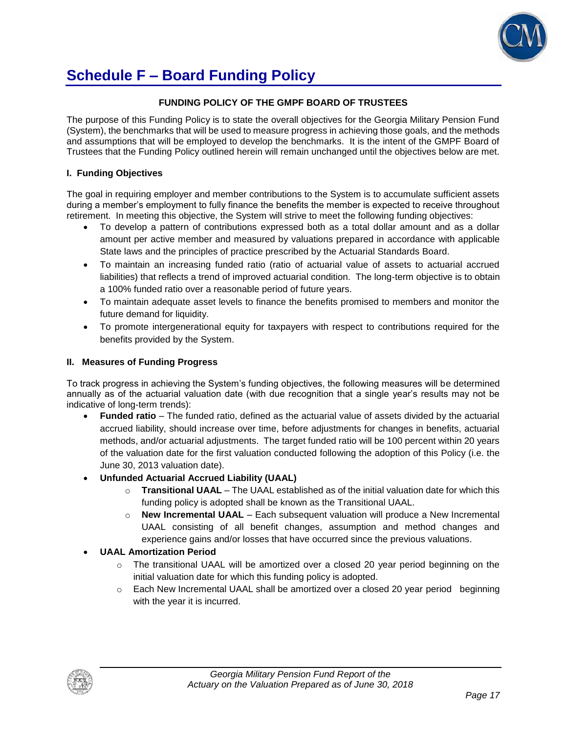# Schedule F – Board Funding Policy

**FUNDING POLICY OF THE GMPF BOARD OF TRUSTEES**

The purpose of this Funding Policy is to state the overall objectives for the Georgia Military Pension Fund (System), the benchmarks that will be used to measure progress in achieving those goals, and the methods and assumptions that will be employed to develop the benchmarks. It is the intent of the GMPF Board of Trustees that the Funding Policy outlined herein will remain unchanged until the objectives below are met.

**I. Funding Objectives**

The goal in requiring employer and member contributions to the System is to accumulate sufficient assets during a member's employment to fully finance the benefits the member is expected to receive throughout retirement. In meeting this objective, the System will strive to meet the following funding objectives:

- To develop a pattern of contributions expressed both as a total dollar amount and as a dollar amount per active member and measured by valuations prepared in accordance with applicable State laws and the principles of practice prescribed by the Actuarial Standards Board.
- To maintain an increasing funded ratio (ratio of actuarial value of assets to actuarial accrued liabilities) that reflects a trend of improved actuarial condition. The long-term objective is to obtain a 100% funded ratio over a reasonable period of future years.
- To maintain adequate asset levels to finance the benefits promised to members and monitor the future demand for liquidity.
- To promote intergenerational equity for taxpayers with respect to contributions required for the benefits provided by the System.

**II. Measures of Funding Progress**

To track progress in achieving the System's funding objectives, the following measures will be determined annually as of the actuarial valuation date (with due recognition that a single year's results may not be indicative of long-term trends):

- **Funded ratio** – The funded ratio, defined as the actuarial value of assets divided by the actuarial accrued liability, should increase over time, before adjustments for changes in benefits, actuarial methods, and/or actuarial adjustments. The target funded ratio will be 100 percent within 20 years of the valuation date for the first valuation conducted following the adoption of this Policy (i.e. the June 30, 2013 valuation date).
- **Unfunded Actuarial Accrued Liability (UAAL)**
  - **Transitional UAAL** – The UAAL established as of the initial valuation date for which this funding policy is adopted shall be known as the Transitional UAAL.
  - **New Incremental UAAL** – Each subsequent valuation will produce a New Incremental UAAL consisting of all benefit changes, assumption and method changes and experience gains and/or losses that have occurred since the previous valuations.
- **UAAL Amortization Period**
  - The transitional UAAL will be amortized over a closed 20 year period beginning on the initial valuation date for which this funding policy is adopted.
  - Each New Incremental UAAL shall be amortized over a closed 20 year period beginning with the year it is incurred.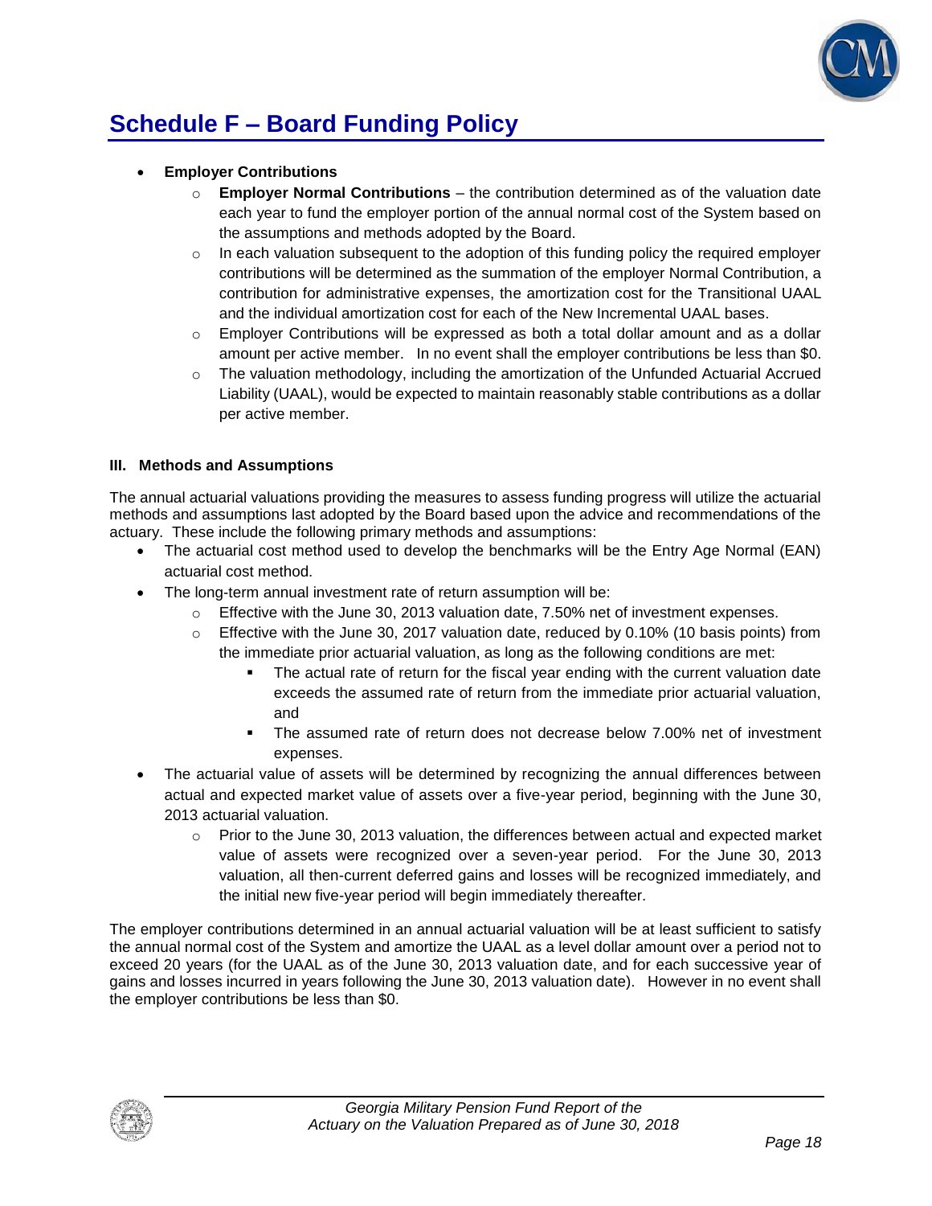# Schedule F – Board Funding Policy

- **Employer Contributions**
  - **Employer Normal Contributions** – the contribution determined as of the valuation date each year to fund the employer portion of the annual normal cost of the System based on the assumptions and methods adopted by the Board.
  - In each valuation subsequent to the adoption of this funding policy the required employer contributions will be determined as the summation of the employer Normal Contribution, a contribution for administrative expenses, the amortization cost for the Transitional UAAL and the individual amortization cost for each of the New Incremental UAAL bases.
  - Employer Contributions will be expressed as both a total dollar amount and as a dollar amount per active member. In no event shall the employer contributions be less than $0.
  - The valuation methodology, including the amortization of the Unfunded Actuarial Accrued Liability (UAAL), would be expected to maintain reasonably stable contributions as a dollar per active member.

### III. Methods and Assumptions

The annual actuarial valuations providing the measures to assess funding progress will utilize the actuarial methods and assumptions last adopted by the Board based upon the advice and recommendations of the actuary. These include the following primary methods and assumptions:

- The actuarial cost method used to develop the benchmarks will be the Entry Age Normal (EAN) actuarial cost method.
- The long-term annual investment rate of return assumption will be:
  - Effective with the June 30, 2013 valuation date, 7.50% net of investment expenses.
  - Effective with the June 30, 2017 valuation date, reduced by 0.10% (10 basis points) from the immediate prior actuarial valuation, as long as the following conditions are met:
    - The actual rate of return for the fiscal year ending with the current valuation date exceeds the assumed rate of return from the immediate prior actuarial valuation, and
    - The assumed rate of return does not decrease below 7.00% net of investment expenses.
- The actuarial value of assets will be determined by recognizing the annual differences between actual and expected market value of assets over a five-year period, beginning with the June 30, 2013 actuarial valuation.
  - Prior to the June 30, 2013 valuation, the differences between actual and expected market value of assets were recognized over a seven-year period. For the June 30, 2013 valuation, all then-current deferred gains and losses will be recognized immediately, and the initial new five-year period will begin immediately thereafter.

The employer contributions determined in an annual actuarial valuation will be at least sufficient to satisfy the annual normal cost of the System and amortize the UAAL as a level dollar amount over a period not to exceed 20 years (for the UAAL as of the June 30, 2013 valuation date, and for each successive year of gains and losses incurred in years following the June 30, 2013 valuation date). However in no event shall the employer contributions be less than $0.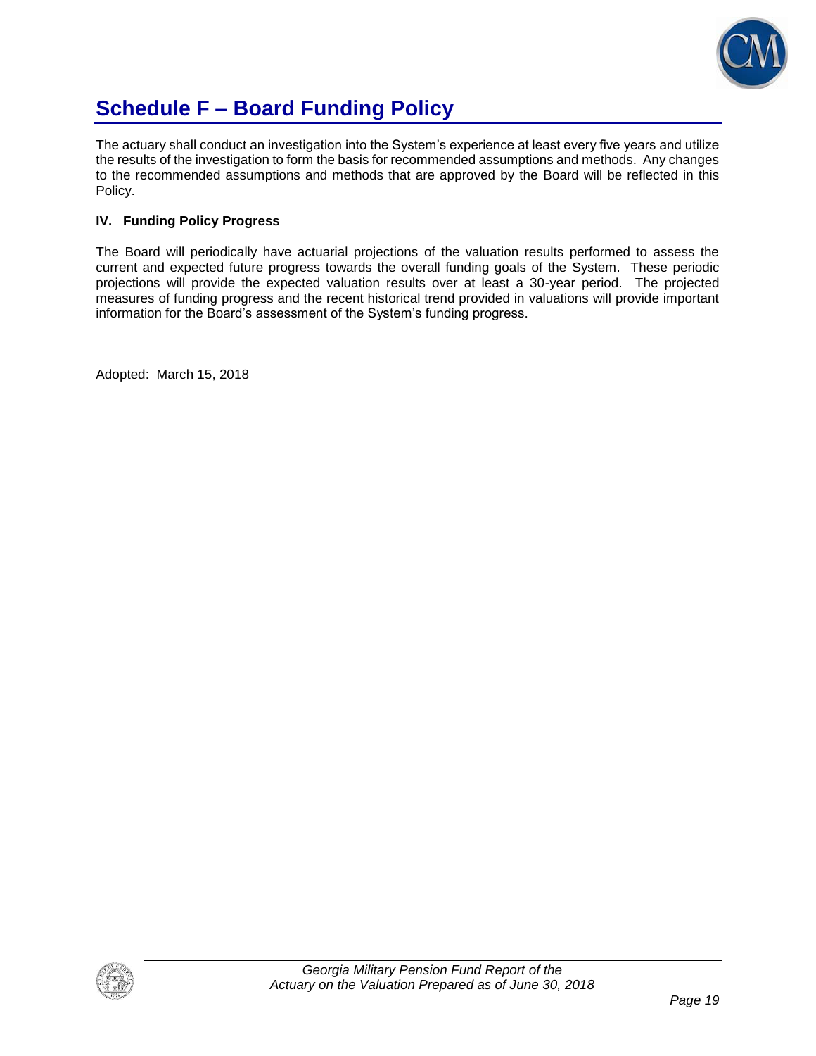# Schedule F – Board Funding Policy

The actuary shall conduct an investigation into the System's experience at least every five years and utilize the results of the investigation to form the basis for recommended assumptions and methods. Any changes to the recommended assumptions and methods that are approved by the Board will be reflected in this Policy.

**IV. Funding Policy Progress**

The Board will periodically have actuarial projections of the valuation results performed to assess the current and expected future progress towards the overall funding goals of the System. These periodic projections will provide the expected valuation results over at least a 30-year period. The projected measures of funding progress and the recent historical trend provided in valuations will provide important information for the Board's assessment of the System's funding progress.

Adopted: March 15, 2018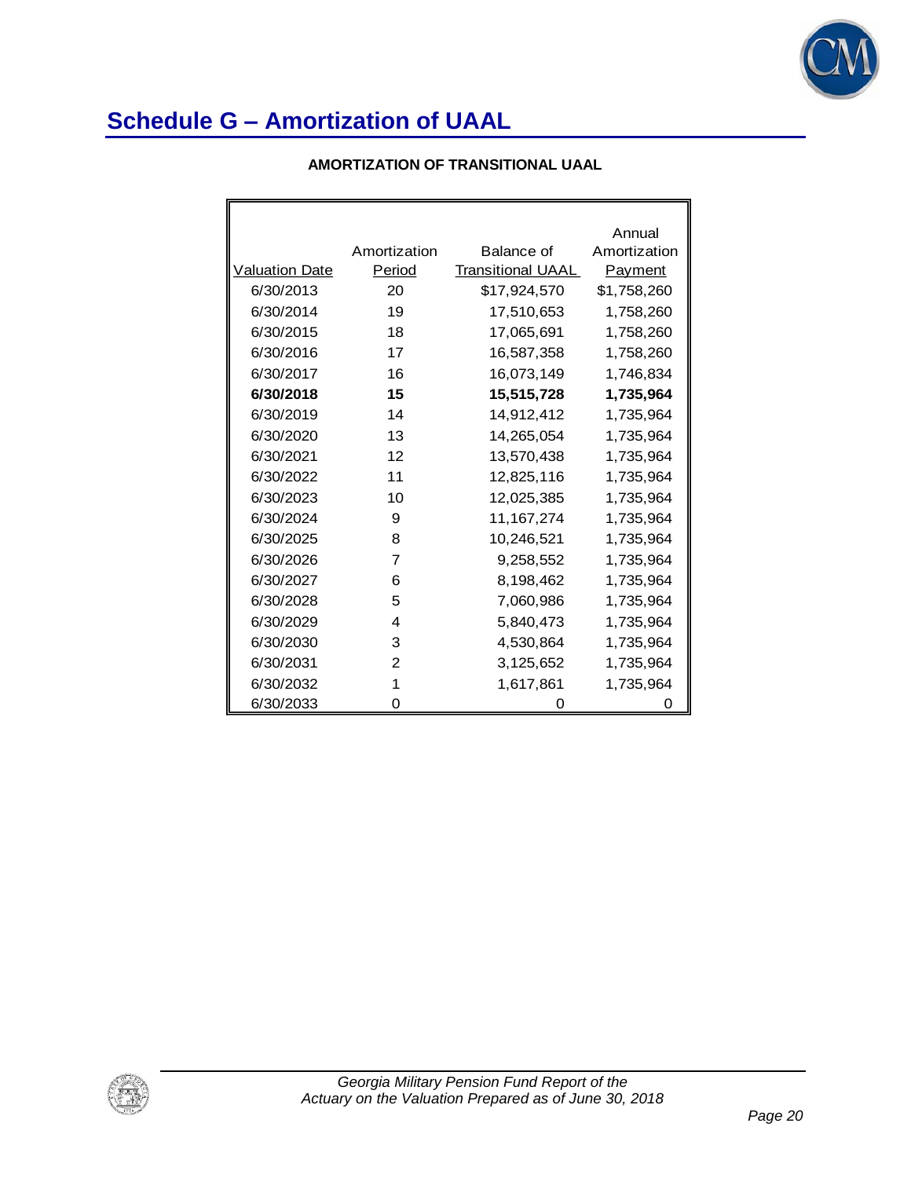# Schedule G – Amortization of UAAL

**AMORTIZATION OF TRANSITIONAL UAAL**

| Valuation Date | Amortization Period | Balance of Transitional UAAL | Annual Amortization Payment |
|---|---|---|---|
| 6/30/2013 | 20 | $17,924,570 | $1,758,260 |
| 6/30/2014 | 19 | 17,510,653 | 1,758,260 |
| 6/30/2015 | 18 | 17,065,691 | 1,758,260 |
| 6/30/2016 | 17 | 16,587,358 | 1,758,260 |
| 6/30/2017 | 16 | 16,073,149 | 1,746,834 |
| **6/30/2018** | **15** | **15,515,728** | **1,735,964** |
| 6/30/2019 | 14 | 14,912,412 | 1,735,964 |
| 6/30/2020 | 13 | 14,265,054 | 1,735,964 |
| 6/30/2021 | 12 | 13,570,438 | 1,735,964 |
| 6/30/2022 | 11 | 12,825,116 | 1,735,964 |
| 6/30/2023 | 10 | 12,025,385 | 1,735,964 |
| 6/30/2024 | 9 | 11,167,274 | 1,735,964 |
| 6/30/2025 | 8 | 10,246,521 | 1,735,964 |
| 6/30/2026 | 7 | 9,258,552 | 1,735,964 |
| 6/30/2027 | 6 | 8,198,462 | 1,735,964 |
| 6/30/2028 | 5 | 7,060,986 | 1,735,964 |
| 6/30/2029 | 4 | 5,840,473 | 1,735,964 |
| 6/30/2030 | 3 | 4,530,864 | 1,735,964 |
| 6/30/2031 | 2 | 3,125,652 | 1,735,964 |
| 6/30/2032 | 1 | 1,617,861 | 1,735,964 |
| 6/30/2033 | 0 | 0 | 0 |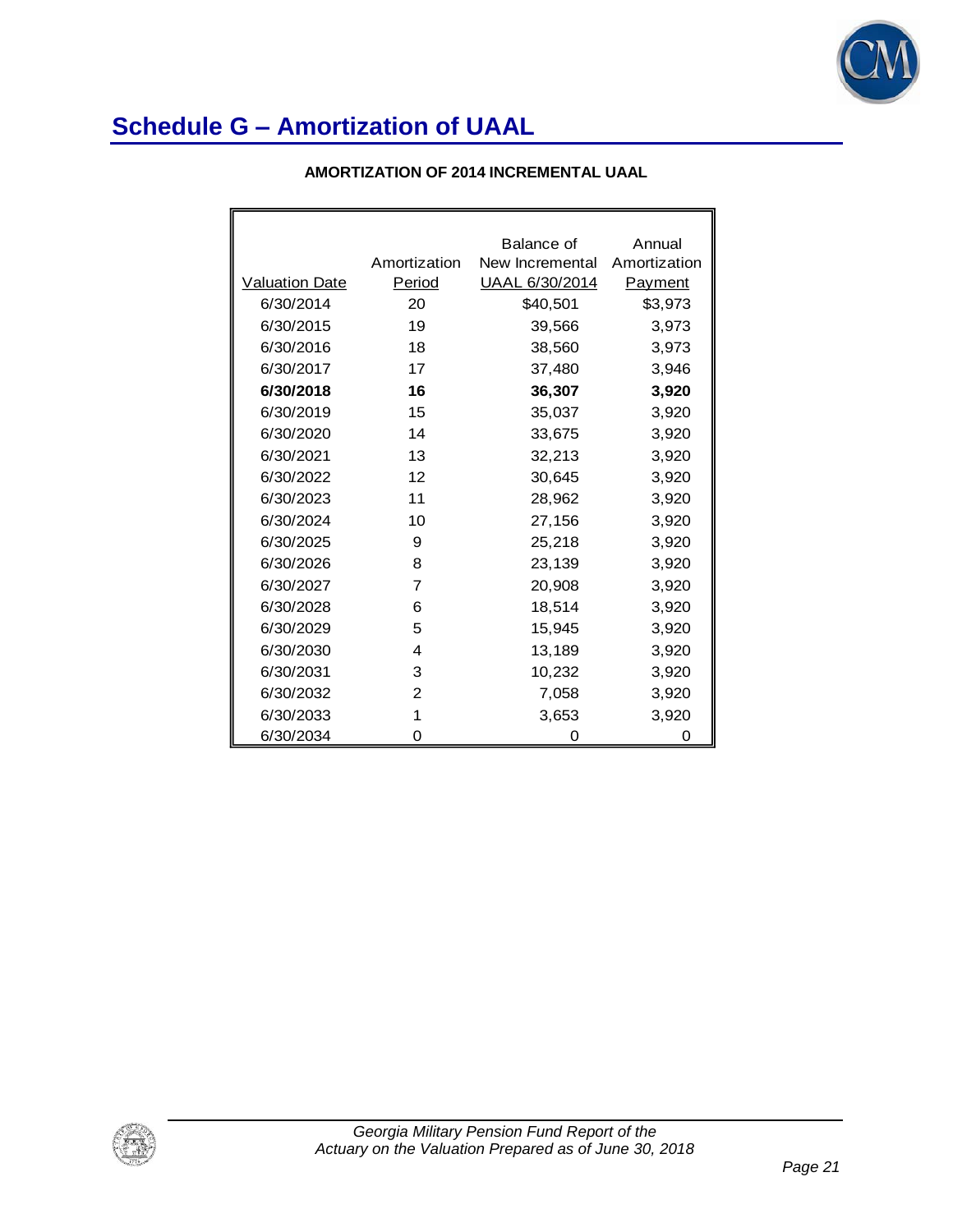# Schedule G – Amortization of UAAL

**AMORTIZATION OF 2014 INCREMENTAL UAAL**

| Valuation Date | Amortization Period | Balance of New Incremental UAAL 6/30/2014 | Annual Amortization Payment |
|---|---|---|---|
| 6/30/2014 | 20 | $40,501 | $3,973 |
| 6/30/2015 | 19 | 39,566 | 3,973 |
| 6/30/2016 | 18 | 38,560 | 3,973 |
| 6/30/2017 | 17 | 37,480 | 3,946 |
| **6/30/2018** | **16** | **36,307** | **3,920** |
| 6/30/2019 | 15 | 35,037 | 3,920 |
| 6/30/2020 | 14 | 33,675 | 3,920 |
| 6/30/2021 | 13 | 32,213 | 3,920 |
| 6/30/2022 | 12 | 30,645 | 3,920 |
| 6/30/2023 | 11 | 28,962 | 3,920 |
| 6/30/2024 | 10 | 27,156 | 3,920 |
| 6/30/2025 | 9 | 25,218 | 3,920 |
| 6/30/2026 | 8 | 23,139 | 3,920 |
| 6/30/2027 | 7 | 20,908 | 3,920 |
| 6/30/2028 | 6 | 18,514 | 3,920 |
| 6/30/2029 | 5 | 15,945 | 3,920 |
| 6/30/2030 | 4 | 13,189 | 3,920 |
| 6/30/2031 | 3 | 10,232 | 3,920 |
| 6/30/2032 | 2 | 7,058 | 3,920 |
| 6/30/2033 | 1 | 3,653 | 3,920 |
| 6/30/2034 | 0 | 0 | 0 |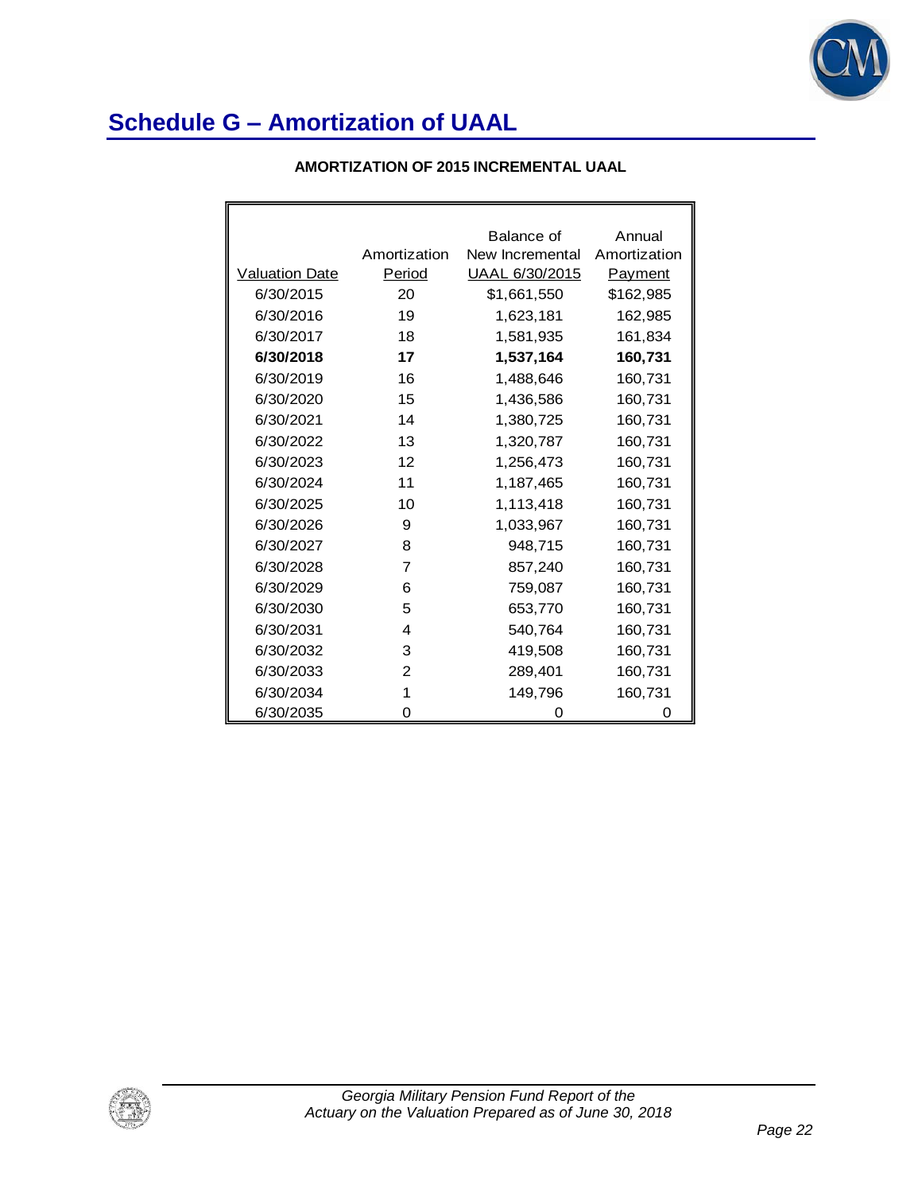# Schedule G – Amortization of UAAL

**AMORTIZATION OF 2015 INCREMENTAL UAAL**

| Valuation Date | Amortization Period | Balance of New Incremental UAAL 6/30/2015 | Annual Amortization Payment |
|---|---|---|---|
| 6/30/2015 | 20 | $1,661,550 | $162,985 |
| 6/30/2016 | 19 | 1,623,181 | 162,985 |
| 6/30/2017 | 18 | 1,581,935 | 161,834 |
| **6/30/2018** | **17** | **1,537,164** | **160,731** |
| 6/30/2019 | 16 | 1,488,646 | 160,731 |
| 6/30/2020 | 15 | 1,436,586 | 160,731 |
| 6/30/2021 | 14 | 1,380,725 | 160,731 |
| 6/30/2022 | 13 | 1,320,787 | 160,731 |
| 6/30/2023 | 12 | 1,256,473 | 160,731 |
| 6/30/2024 | 11 | 1,187,465 | 160,731 |
| 6/30/2025 | 10 | 1,113,418 | 160,731 |
| 6/30/2026 | 9 | 1,033,967 | 160,731 |
| 6/30/2027 | 8 | 948,715 | 160,731 |
| 6/30/2028 | 7 | 857,240 | 160,731 |
| 6/30/2029 | 6 | 759,087 | 160,731 |
| 6/30/2030 | 5 | 653,770 | 160,731 |
| 6/30/2031 | 4 | 540,764 | 160,731 |
| 6/30/2032 | 3 | 419,508 | 160,731 |
| 6/30/2033 | 2 | 289,401 | 160,731 |
| 6/30/2034 | 1 | 149,796 | 160,731 |
| 6/30/2035 | 0 | 0 | 0 |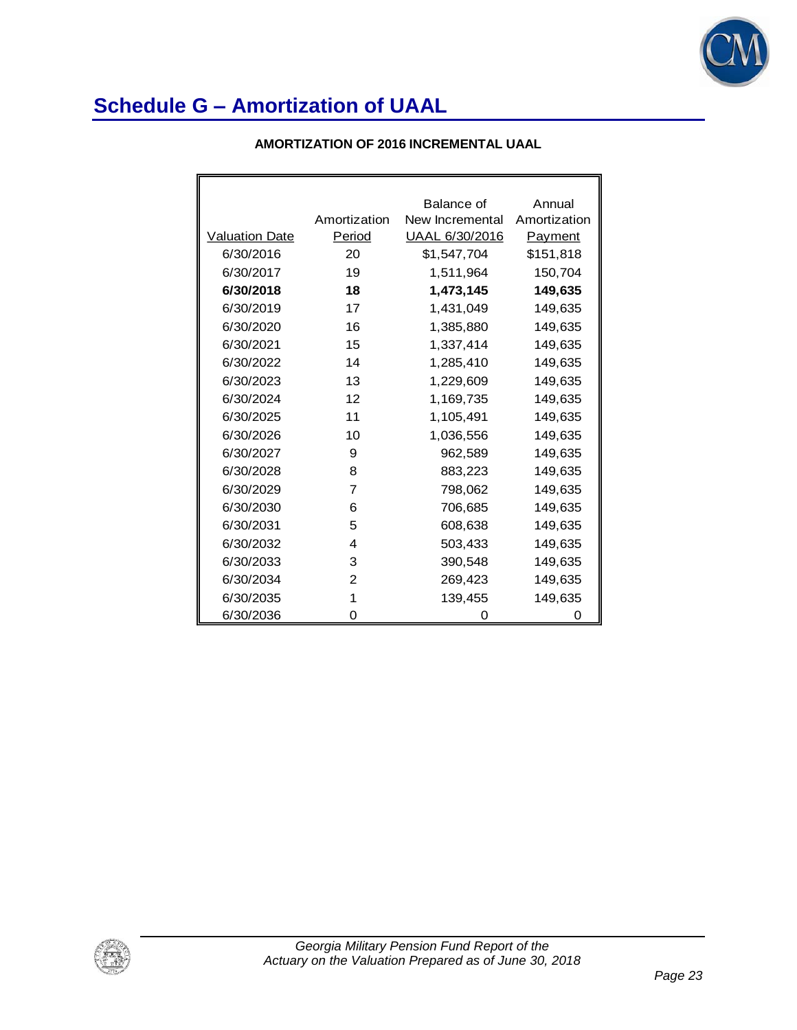# Schedule G – Amortization of UAAL

**AMORTIZATION OF 2016 INCREMENTAL UAAL**

| Valuation Date | Amortization Period | Balance of New Incremental UAAL 6/30/2016 | Annual Amortization Payment |
|---|---|---|---|
| 6/30/2016 | 20 | $1,547,704 | $151,818 |
| 6/30/2017 | 19 | 1,511,964 | 150,704 |
| **6/30/2018** | **18** | **1,473,145** | **149,635** |
| 6/30/2019 | 17 | 1,431,049 | 149,635 |
| 6/30/2020 | 16 | 1,385,880 | 149,635 |
| 6/30/2021 | 15 | 1,337,414 | 149,635 |
| 6/30/2022 | 14 | 1,285,410 | 149,635 |
| 6/30/2023 | 13 | 1,229,609 | 149,635 |
| 6/30/2024 | 12 | 1,169,735 | 149,635 |
| 6/30/2025 | 11 | 1,105,491 | 149,635 |
| 6/30/2026 | 10 | 1,036,556 | 149,635 |
| 6/30/2027 | 9 | 962,589 | 149,635 |
| 6/30/2028 | 8 | 883,223 | 149,635 |
| 6/30/2029 | 7 | 798,062 | 149,635 |
| 6/30/2030 | 6 | 706,685 | 149,635 |
| 6/30/2031 | 5 | 608,638 | 149,635 |
| 6/30/2032 | 4 | 503,433 | 149,635 |
| 6/30/2033 | 3 | 390,548 | 149,635 |
| 6/30/2034 | 2 | 269,423 | 149,635 |
| 6/30/2035 | 1 | 139,455 | 149,635 |
| 6/30/2036 | 0 | 0 | 0 |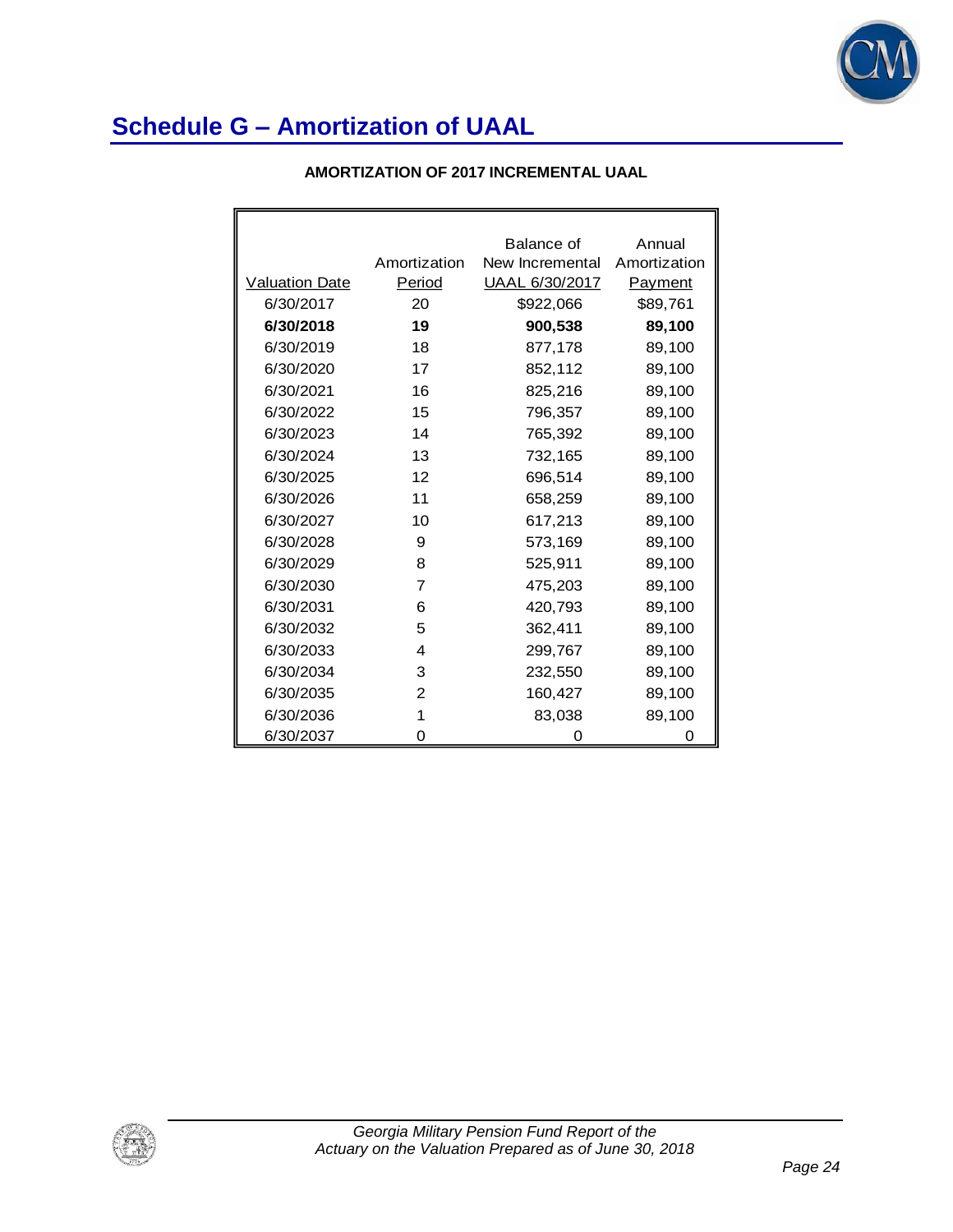# Schedule G – Amortization of UAAL

**AMORTIZATION OF 2017 INCREMENTAL UAAL**

| Valuation Date | Amortization Period | Balance of New Incremental UAAL 6/30/2017 | Annual Amortization Payment |
|---|---|---|---|
| 6/30/2017 | 20 | $922,066 | $89,761 |
| **6/30/2018** | **19** | **900,538** | **89,100** |
| 6/30/2019 | 18 | 877,178 | 89,100 |
| 6/30/2020 | 17 | 852,112 | 89,100 |
| 6/30/2021 | 16 | 825,216 | 89,100 |
| 6/30/2022 | 15 | 796,357 | 89,100 |
| 6/30/2023 | 14 | 765,392 | 89,100 |
| 6/30/2024 | 13 | 732,165 | 89,100 |
| 6/30/2025 | 12 | 696,514 | 89,100 |
| 6/30/2026 | 11 | 658,259 | 89,100 |
| 6/30/2027 | 10 | 617,213 | 89,100 |
| 6/30/2028 | 9 | 573,169 | 89,100 |
| 6/30/2029 | 8 | 525,911 | 89,100 |
| 6/30/2030 | 7 | 475,203 | 89,100 |
| 6/30/2031 | 6 | 420,793 | 89,100 |
| 6/30/2032 | 5 | 362,411 | 89,100 |
| 6/30/2033 | 4 | 299,767 | 89,100 |
| 6/30/2034 | 3 | 232,550 | 89,100 |
| 6/30/2035 | 2 | 160,427 | 89,100 |
| 6/30/2036 | 1 | 83,038 | 89,100 |
| 6/30/2037 | 0 | 0 | 0 |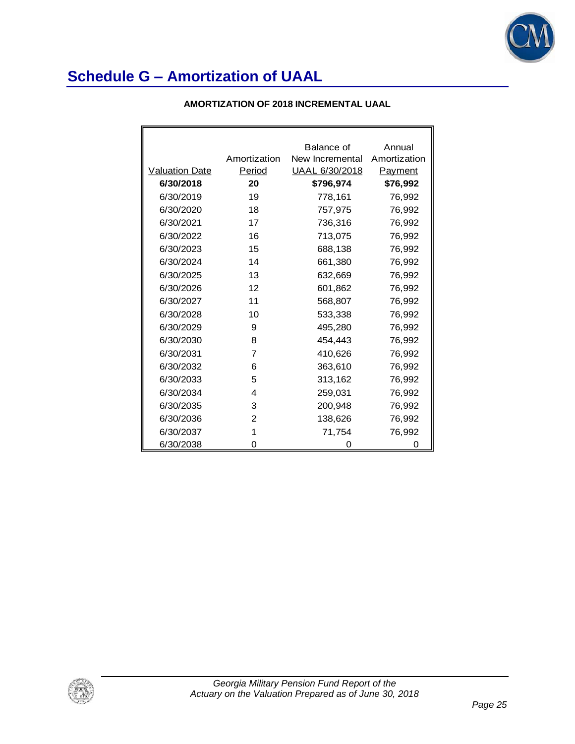# Schedule G – Amortization of UAAL

**AMORTIZATION OF 2018 INCREMENTAL UAAL**

| Valuation Date | Amortization Period | Balance of New Incremental UAAL 6/30/2018 | Annual Amortization Payment |
|---|---|---|---|
| **6/30/2018** | **20** | **$796,974** | **$76,992** |
| 6/30/2019 | 19 | 778,161 | 76,992 |
| 6/30/2020 | 18 | 757,975 | 76,992 |
| 6/30/2021 | 17 | 736,316 | 76,992 |
| 6/30/2022 | 16 | 713,075 | 76,992 |
| 6/30/2023 | 15 | 688,138 | 76,992 |
| 6/30/2024 | 14 | 661,380 | 76,992 |
| 6/30/2025 | 13 | 632,669 | 76,992 |
| 6/30/2026 | 12 | 601,862 | 76,992 |
| 6/30/2027 | 11 | 568,807 | 76,992 |
| 6/30/2028 | 10 | 533,338 | 76,992 |
| 6/30/2029 | 9 | 495,280 | 76,992 |
| 6/30/2030 | 8 | 454,443 | 76,992 |
| 6/30/2031 | 7 | 410,626 | 76,992 |
| 6/30/2032 | 6 | 363,610 | 76,992 |
| 6/30/2033 | 5 | 313,162 | 76,992 |
| 6/30/2034 | 4 | 259,031 | 76,992 |
| 6/30/2035 | 3 | 200,948 | 76,992 |
| 6/30/2036 | 2 | 138,626 | 76,992 |
| 6/30/2037 | 1 | 71,754 | 76,992 |
| 6/30/2038 | 0 | 0 | 0 |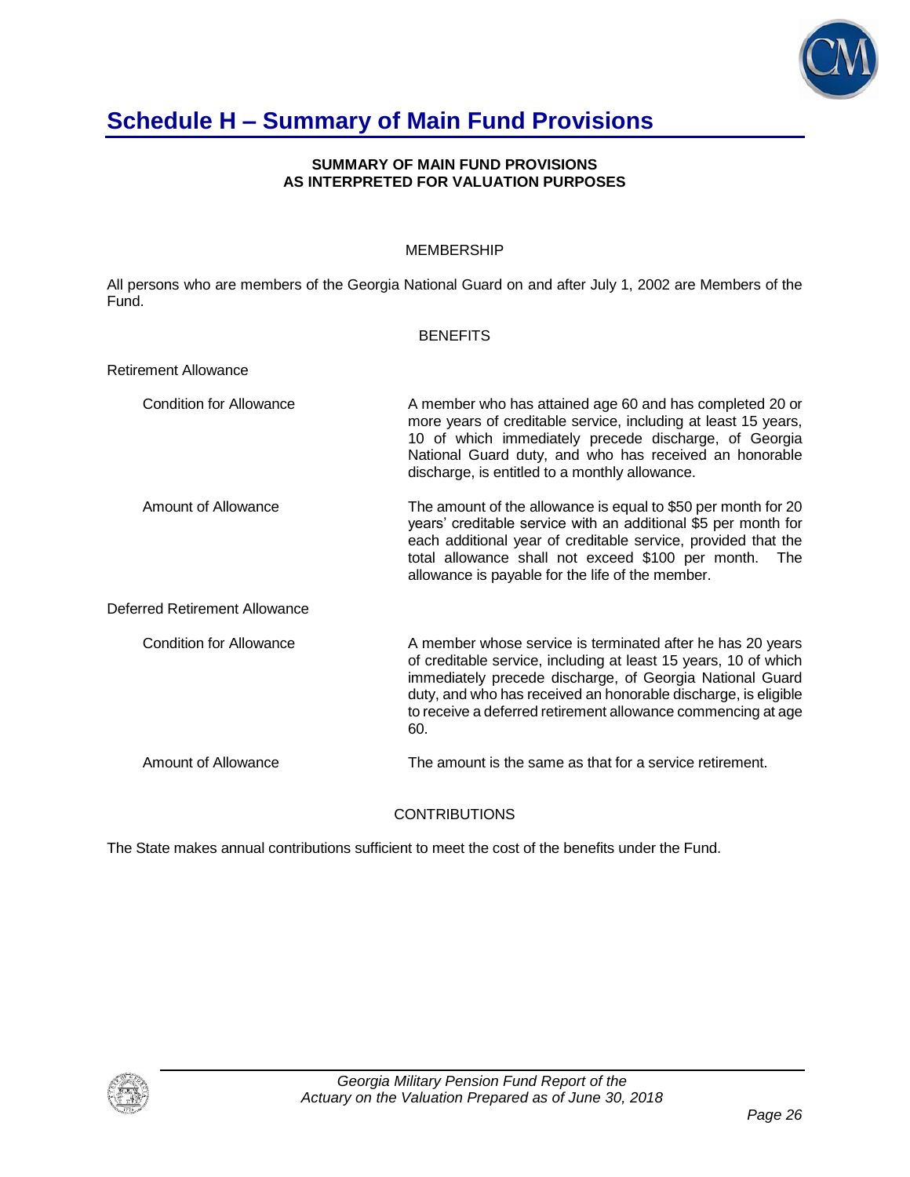# Schedule H – Summary of Main Fund Provisions

**SUMMARY OF MAIN FUND PROVISIONS**
**AS INTERPRETED FOR VALUATION PURPOSES**

MEMBERSHIP

All persons who are members of the Georgia National Guard on and after July 1, 2002 are Members of the Fund.

BENEFITS

Retirement Allowance

| | |
|---|---|
| Condition for Allowance | A member who has attained age 60 and has completed 20 or more years of creditable service, including at least 15 years, 10 of which immediately precede discharge, of Georgia National Guard duty, and who has received an honorable discharge, is entitled to a monthly allowance. |
| Amount of Allowance | The amount of the allowance is equal to $50 per month for 20 years' creditable service with an additional $5 per month for each additional year of creditable service, provided that the total allowance shall not exceed $100 per month. The allowance is payable for the life of the member. |

Deferred Retirement Allowance

| | |
|---|---|
| Condition for Allowance | A member whose service is terminated after he has 20 years of creditable service, including at least 15 years, 10 of which immediately precede discharge, of Georgia National Guard duty, and who has received an honorable discharge, is eligible to receive a deferred retirement allowance commencing at age 60. |
| Amount of Allowance | The amount is the same as that for a service retirement. |

CONTRIBUTIONS

The State makes annual contributions sufficient to meet the cost of the benefits under the Fund.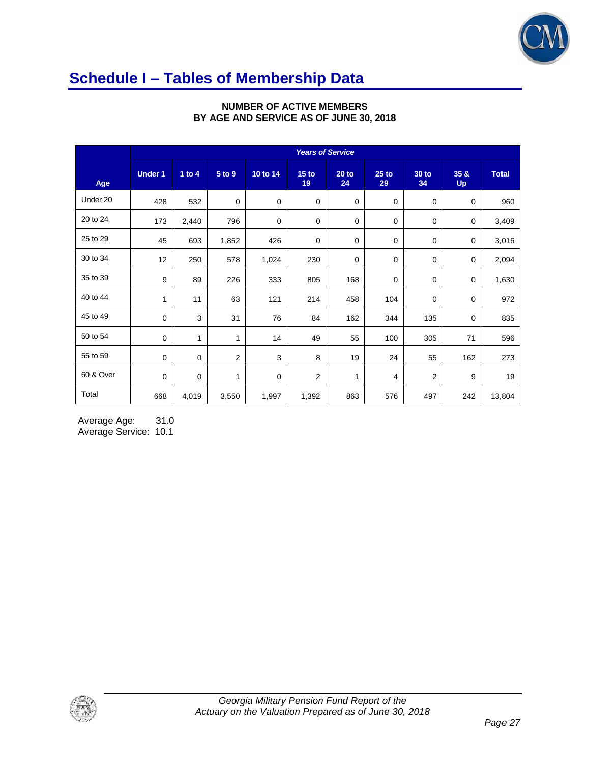# Schedule I – Tables of Membership Data

**NUMBER OF ACTIVE MEMBERS**
**BY AGE AND SERVICE AS OF JUNE 30, 2018**

| | *Years of Service* | | | | | | | | | |
|---|---|---|---|---|---|---|---|---|---|---|
| **Age** | **Under 1** | **1 to 4** | **5 to 9** | **10 to 14** | **15 to 19** | **20 to 24** | **25 to 29** | **30 to 34** | **35 & Up** | **Total** |
| Under 20 | 428 | 532 | 0 | 0 | 0 | 0 | 0 | 0 | 0 | 960 |
| 20 to 24 | 173 | 2,440 | 796 | 0 | 0 | 0 | 0 | 0 | 0 | 3,409 |
| 25 to 29 | 45 | 693 | 1,852 | 426 | 0 | 0 | 0 | 0 | 0 | 3,016 |
| 30 to 34 | 12 | 250 | 578 | 1,024 | 230 | 0 | 0 | 0 | 0 | 2,094 |
| 35 to 39 | 9 | 89 | 226 | 333 | 805 | 168 | 0 | 0 | 0 | 1,630 |
| 40 to 44 | 1 | 11 | 63 | 121 | 214 | 458 | 104 | 0 | 0 | 972 |
| 45 to 49 | 0 | 3 | 31 | 76 | 84 | 162 | 344 | 135 | 0 | 835 |
| 50 to 54 | 0 | 1 | 1 | 14 | 49 | 55 | 100 | 305 | 71 | 596 |
| 55 to 59 | 0 | 0 | 2 | 3 | 8 | 19 | 24 | 55 | 162 | 273 |
| 60 & Over | 0 | 0 | 1 | 0 | 2 | 1 | 4 | 2 | 9 | 19 |
| Total | 668 | 4,019 | 3,550 | 1,997 | 1,392 | 863 | 576 | 497 | 242 | 13,804 |

Average Age: 31.0
Average Service: 10.1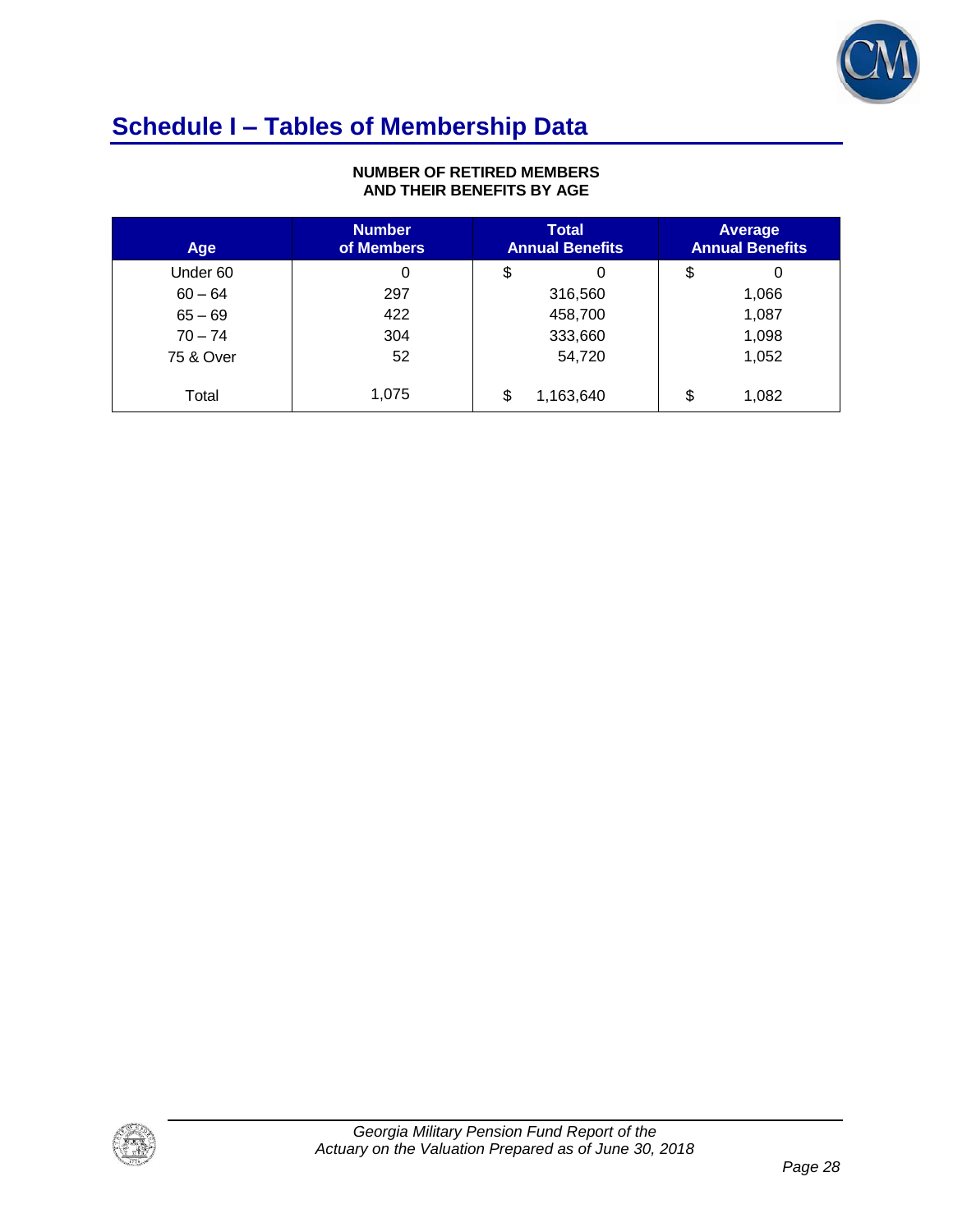# Schedule I – Tables of Membership Data

**NUMBER OF RETIRED MEMBERS AND THEIR BENEFITS BY AGE**

| Age | Number of Members | Total Annual Benefits | Average Annual Benefits |
|---|---|---|---|
| Under 60 | 0 | $ 0 | $ 0 |
| 60 – 64 | 297 | 316,560 | 1,066 |
| 65 – 69 | 422 | 458,700 | 1,087 |
| 70 – 74 | 304 | 333,660 | 1,098 |
| 75 & Over | 52 | 54,720 | 1,052 |
| Total | 1,075 | $ 1,163,640 | $ 1,082 |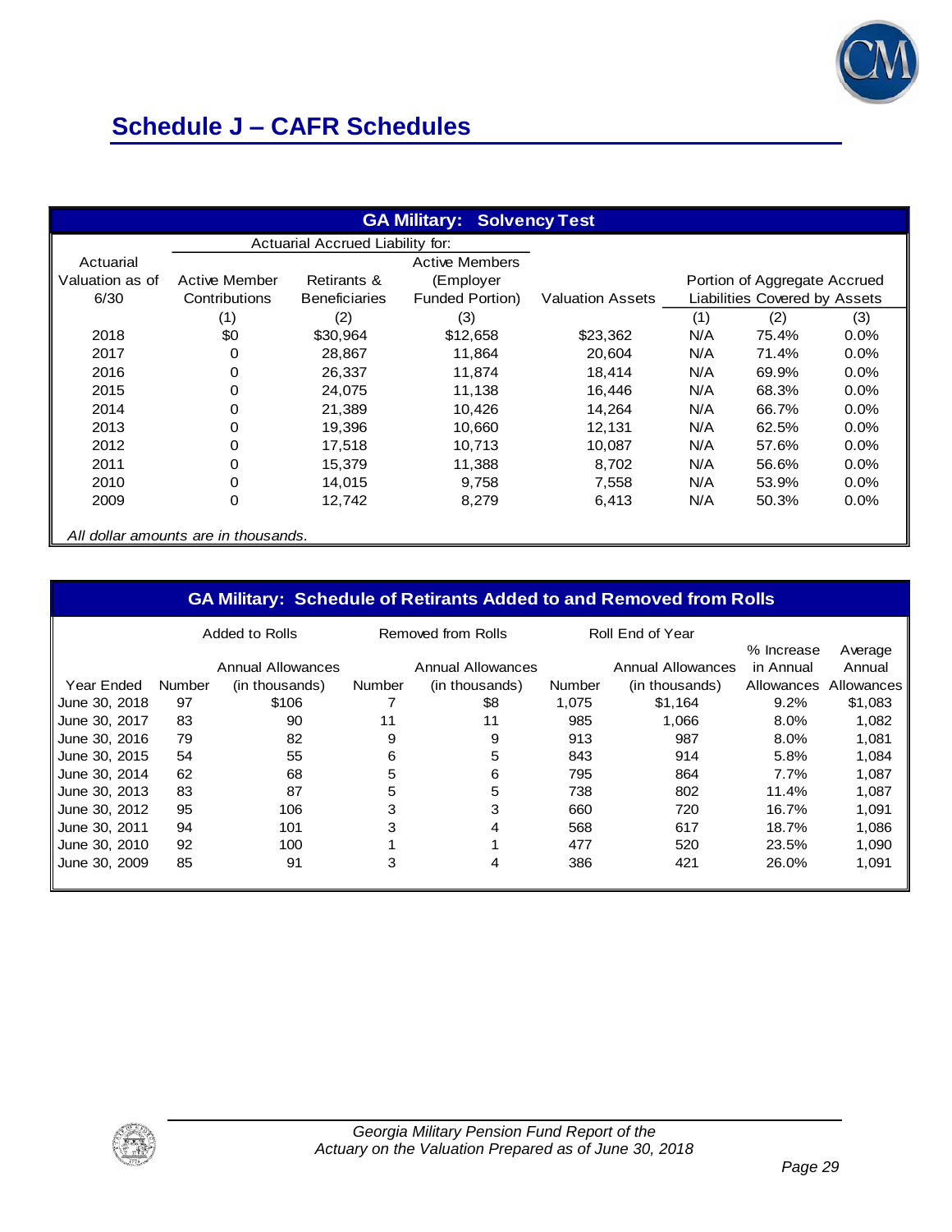## Schedule J – CAFR Schedules

**GA Military: Solvency Test**

| Actuarial Valuation as of 6/30 | Actuarial Accrued Liability for: Active Member Contributions (1) | Retirants & Beneficiaries (2) | Active Members (Employer Funded Portion) (3) | Valuation Assets | Portion of Aggregate Accrued Liabilities Covered by Assets (1) | (2) | (3) |
|---|---|---|---|---|---|---|---|
| 2018 | $0 | $30,964 | $12,658 | $23,362 | N/A | 75.4% | 0.0% |
| 2017 | 0 | 28,867 | 11,864 | 20,604 | N/A | 71.4% | 0.0% |
| 2016 | 0 | 26,337 | 11,874 | 18,414 | N/A | 69.9% | 0.0% |
| 2015 | 0 | 24,075 | 11,138 | 16,446 | N/A | 68.3% | 0.0% |
| 2014 | 0 | 21,389 | 10,426 | 14,264 | N/A | 66.7% | 0.0% |
| 2013 | 0 | 19,396 | 10,660 | 12,131 | N/A | 62.5% | 0.0% |
| 2012 | 0 | 17,518 | 10,713 | 10,087 | N/A | 57.6% | 0.0% |
| 2011 | 0 | 15,379 | 11,388 | 8,702 | N/A | 56.6% | 0.0% |
| 2010 | 0 | 14,015 | 9,758 | 7,558 | N/A | 53.9% | 0.0% |
| 2009 | 0 | 12,742 | 8,279 | 6,413 | N/A | 50.3% | 0.0% |

*All dollar amounts are in thousands.*

**GA Military: Schedule of Retirants Added to and Removed from Rolls**

| | Added to Rolls | | Removed from Rolls | | Roll End of Year | | | |
|---|---|---|---|---|---|---|---|---|
| Year Ended | Number | Annual Allowances (in thousands) | Number | Annual Allowances (in thousands) | Number | Annual Allowances (in thousands) | % Increase in Annual Allowances | Average Annual Allowances |
| June 30, 2018 | 97 | $106 | 7 | $8 | 1,075 | $1,164 | 9.2% | $1,083 |
| June 30, 2017 | 83 | 90 | 11 | 11 | 985 | 1,066 | 8.0% | 1,082 |
| June 30, 2016 | 79 | 82 | 9 | 9 | 913 | 987 | 8.0% | 1,081 |
| June 30, 2015 | 54 | 55 | 6 | 5 | 843 | 914 | 5.8% | 1,084 |
| June 30, 2014 | 62 | 68 | 5 | 6 | 795 | 864 | 7.7% | 1,087 |
| June 30, 2013 | 83 | 87 | 5 | 5 | 738 | 802 | 11.4% | 1,087 |
| June 30, 2012 | 95 | 106 | 3 | 3 | 660 | 720 | 16.7% | 1,091 |
| June 30, 2011 | 94 | 101 | 3 | 4 | 568 | 617 | 18.7% | 1,086 |
| June 30, 2010 | 92 | 100 | 1 | 1 | 477 | 520 | 23.5% | 1,090 |
| June 30, 2009 | 85 | 91 | 3 | 4 | 386 | 421 | 26.0% | 1,091 |